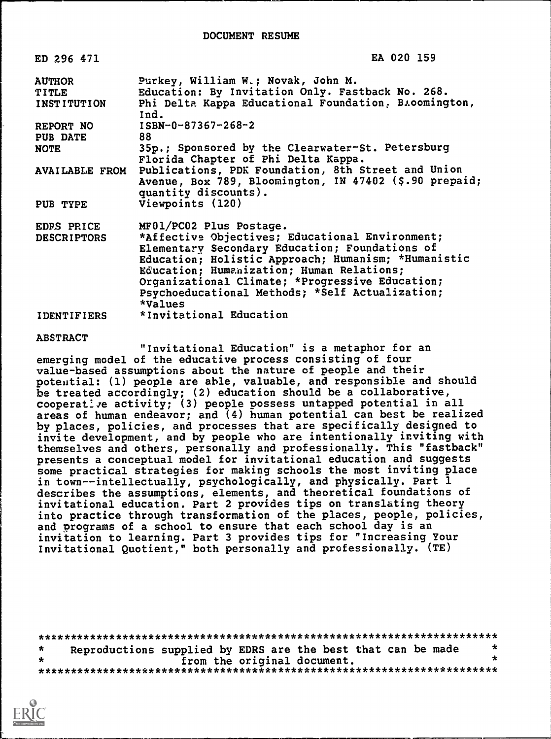DOCUMENT RESUME

ED 296 471 EA 020 159

| | |
|---|---|
| AUTHOR | Purkey, William W.; Novak, John M. |
| TITLE | Education: By Invitation Only. Fastback No. 268. |
| INSTITUTION | Phi Delta Kappa Educational Foundation, Bloomington, Ind. |
| REPORT NO | ISBN-0-87367-268-2 |
| PUB DATE | 88 |
| NOTE | 35p.; Sponsored by the Clearwater-St. Petersburg Florida Chapter of Phi Delta Kappa. |
| AVAILABLE FROM | Publications, PDK Foundation, 8th Street and Union Avenue, Box 789, Bloomington, IN 47402 ($.90 prepaid; quantity discounts). |
| PUB TYPE | Viewpoints (120) |
| EDRS PRICE | MF01/PC02 Plus Postage. |
| DESCRIPTORS | *Affective Objectives; Educational Environment; Elementary Secondary Education; Foundations of Education; Holistic Approach; Humanism; *Humanistic Education; Humanization; Human Relations; Organizational Climate; *Progressive Education; Psychoeducational Methods; *Self Actualization; *Values |
| IDENTIFIERS | *Invitational Education |

ABSTRACT

"Invitational Education" is a metaphor for an emerging model of the educative process consisting of four value-based assumptions about the nature of people and their potential: (1) people are able, valuable, and responsible and should be treated accordingly; (2) education should be a collaborative, cooperative activity; (3) people possess untapped potential in all areas of human endeavor; and (4) human potential can best be realized by places, policies, and processes that are specifically designed to invite development, and by people who are intentionally inviting with themselves and others, personally and professionally. This "fastback" presents a conceptual model for invitational education and suggests some practical strategies for making schools the most inviting place in town--intellectually, psychologically, and physically. Part 1 describes the assumptions, elements, and theoretical foundations of invitational education. Part 2 provides tips on translating theory into practice through transformation of the places, people, policies, and programs of a school to ensure that each school day is an invitation to learning. Part 3 provides tips for "Increasing Your Invitational Quotient," both personally and professionally. (TE)

***********************************************************************
* Reproductions supplied by EDRS are the best that can be made *
* from the original document. *
***********************************************************************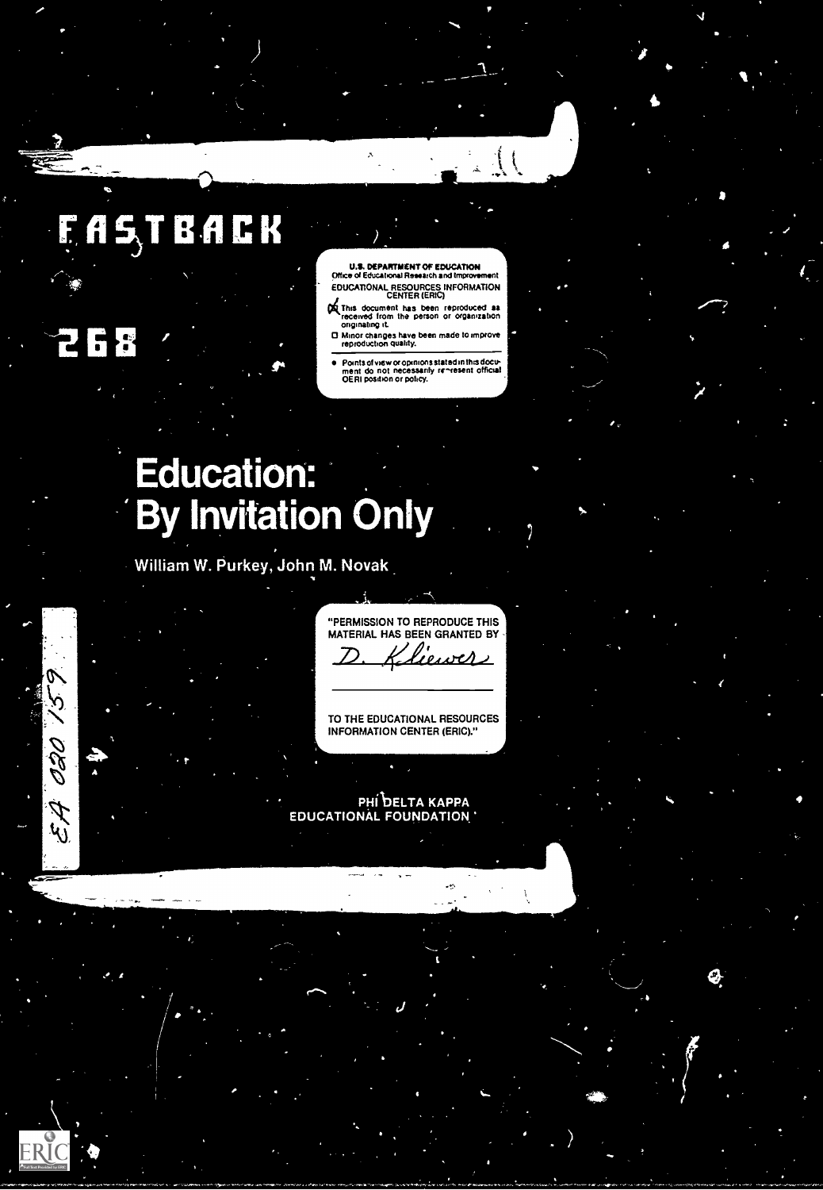# FASTBACK

# 268

U.S. DEPARTMENT OF EDUCATION
Office of Educational Research and Improvement
EDUCATIONAL RESOURCES INFORMATION CENTER (ERIC)

- This document has been reproduced as received from the person or organization originating it.
- Minor changes have been made to improve reproduction quality.

- Points of view or opinions stated in this document do not necessarily represent official OERI position or policy.

# Education: By Invitation Only

William W. Purkey, John M. Novak

"PERMISSION TO REPRODUCE THIS MATERIAL HAS BEEN GRANTED BY

D. Kliewer

TO THE EDUCATIONAL RESOURCES INFORMATION CENTER (ERIC)."

PHI DELTA KAPPA
EDUCATIONAL FOUNDATION

EA 020 159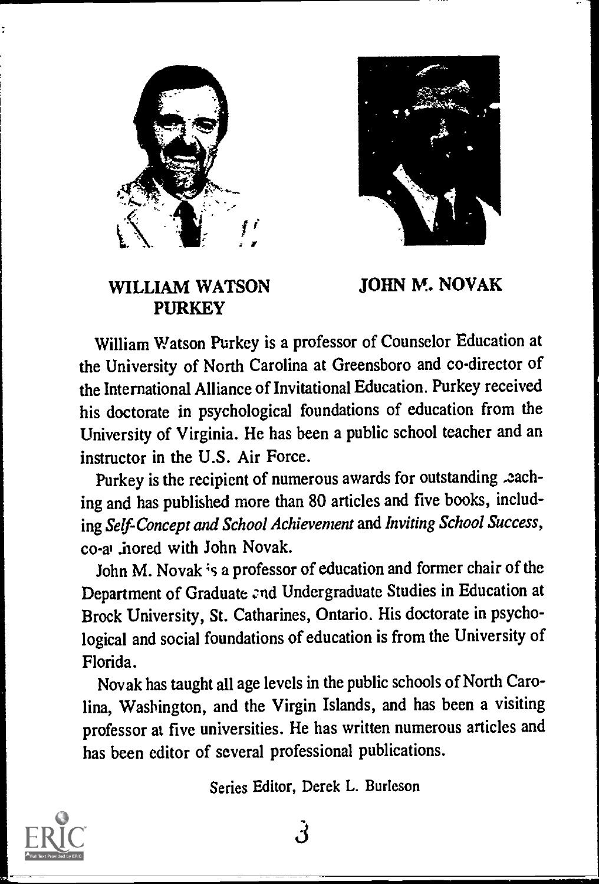**WILLIAM WATSON PURKEY**

**JOHN M. NOVAK**

William Watson Purkey is a professor of Counselor Education at the University of North Carolina at Greensboro and co-director of the International Alliance of Invitational Education. Purkey received his doctorate in psychological foundations of education from the University of Virginia. He has been a public school teacher and an instructor in the U.S. Air Force.

Purkey is the recipient of numerous awards for outstanding teaching and has published more than 80 articles and five books, including *Self-Concept and School Achievement* and *Inviting School Success*, co-authored with John Novak.

John M. Novak is a professor of education and former chair of the Department of Graduate and Undergraduate Studies in Education at Brock University, St. Catharines, Ontario. His doctorate in psychological and social foundations of education is from the University of Florida.

Novak has taught all age levels in the public schools of North Carolina, Washington, and the Virgin Islands, and has been a visiting professor at five universities. He has written numerous articles and has been editor of several professional publications.

Series Editor, Derek L. Burleson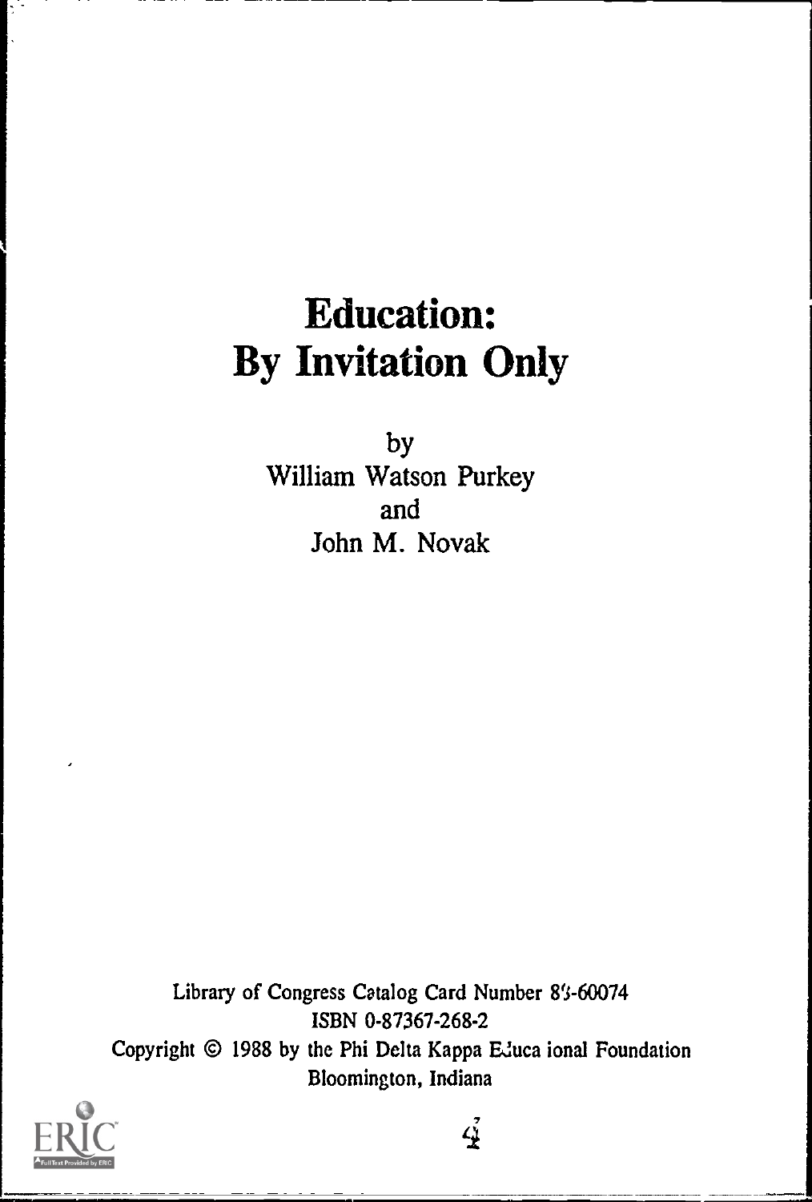# Education: By Invitation Only

by
William Watson Purkey
and
John M. Novak

Library of Congress Catalog Card Number 8'5-60074
ISBN 0-87367-268-2
Copyright © 1988 by the Phi Delta Kappa Educa ional Foundation
Bloomington, Indiana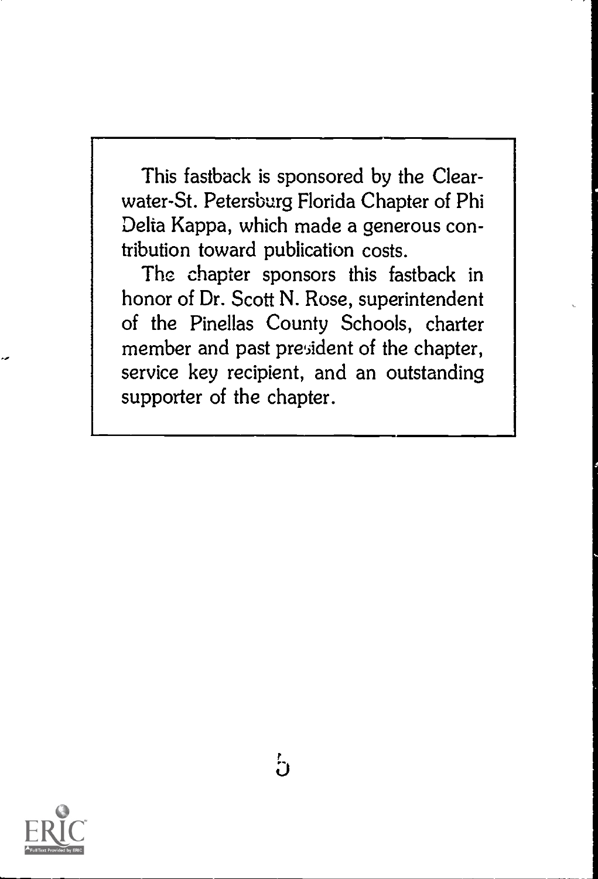This fastback is sponsored by the Clearwater-St. Petersburg Florida Chapter of Phi Delta Kappa, which made a generous contribution toward publication costs.

The chapter sponsors this fastback in honor of Dr. Scott N. Rose, superintendent of the Pinellas County Schools, charter member and past president of the chapter, service key recipient, and an outstanding supporter of the chapter.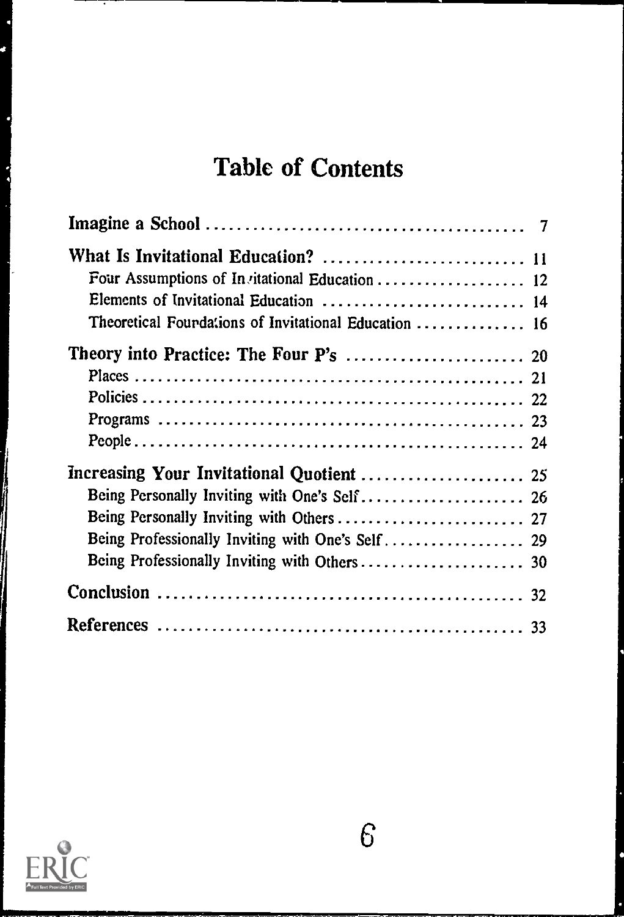# Table of Contents

| | |
|---|---|
| **Imagine a School** | 7 |
| **What Is Invitational Education?** | 11 |
| Four Assumptions of Invitational Education | 12 |
| Elements of Invitational Education | 14 |
| Theoretical Foundations of Invitational Education | 16 |
| **Theory into Practice: The Four P's** | 20 |
| Places | 21 |
| Policies | 22 |
| Programs | 23 |
| People | 24 |
| **Increasing Your Invitational Quotient** | 25 |
| Being Personally Inviting with One's Self | 26 |
| Being Personally Inviting with Others | 27 |
| Being Professionally Inviting with One's Self | 29 |
| Being Professionally Inviting with Others | 30 |
| **Conclusion** | 32 |
| **References** | 33 |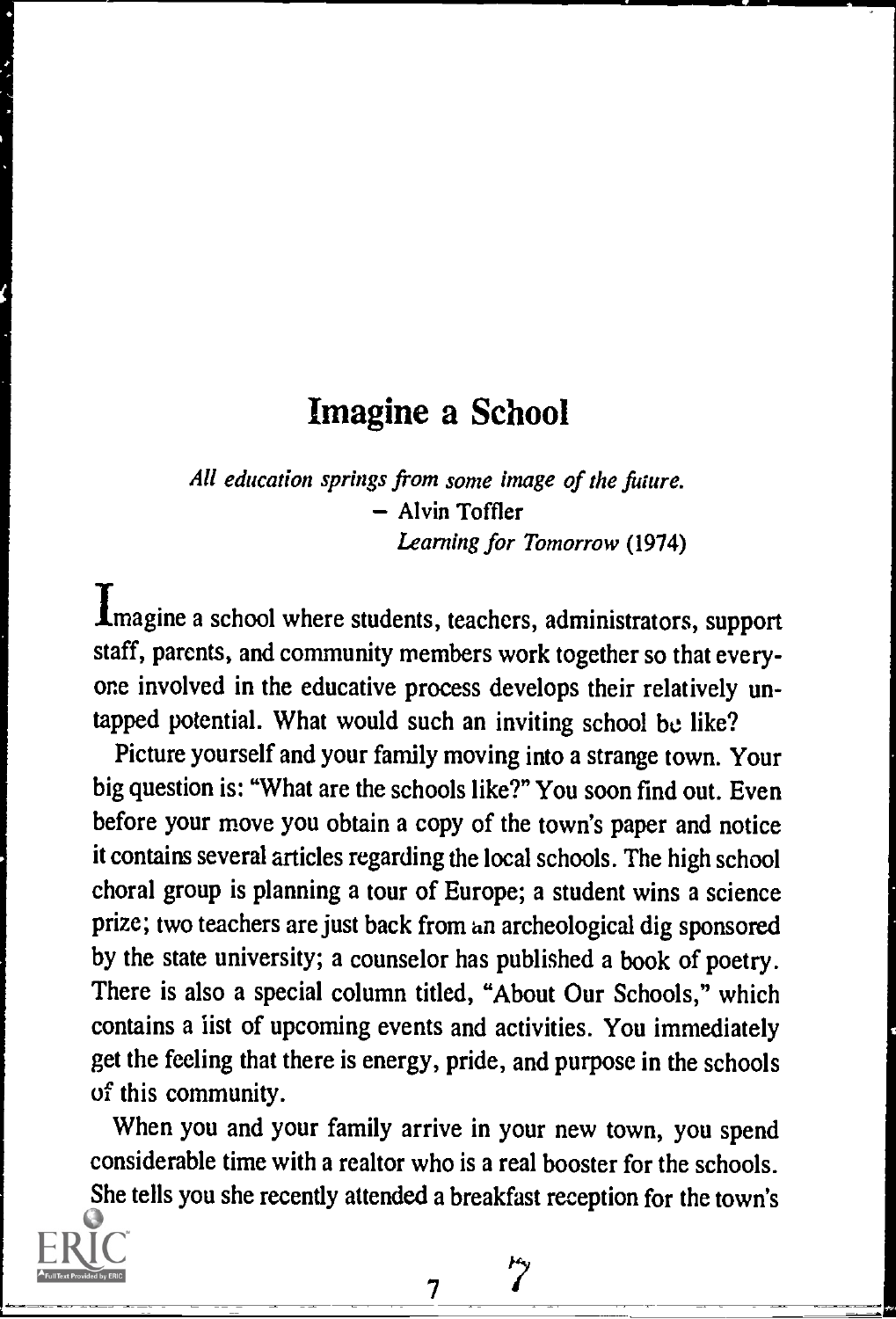# Imagine a School

*All education springs from some image of the future.*
— Alvin Toffler
*Learning for Tomorrow* (1974)

Imagine a school where students, teachers, administrators, support staff, parents, and community members work together so that everyone involved in the educative process develops their relatively untapped potential. What would such an inviting school be like?

Picture yourself and your family moving into a strange town. Your big question is: "What are the schools like?" You soon find out. Even before your move you obtain a copy of the town's paper and notice it contains several articles regarding the local schools. The high school choral group is planning a tour of Europe; a student wins a science prize; two teachers are just back from an archeological dig sponsored by the state university; a counselor has published a book of poetry. There is also a special column titled, "About Our Schools," which contains a list of upcoming events and activities. You immediately get the feeling that there is energy, pride, and purpose in the schools of this community.

When you and your family arrive in your new town, you spend considerable time with a realtor who is a real booster for the schools. She tells you she recently attended a breakfast reception for the town's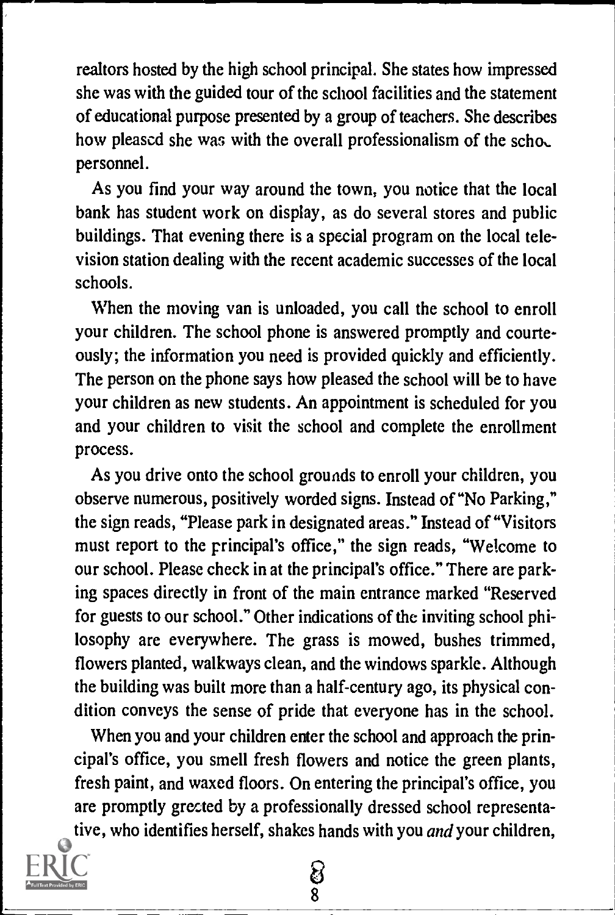realtors hosted by the high school principal. She states how impressed she was with the guided tour of the school facilities and the statement of educational purpose presented by a group of teachers. She describes how pleased she was with the overall professionalism of the school personnel.

As you find your way around the town, you notice that the local bank has student work on display, as do several stores and public buildings. That evening there is a special program on the local television station dealing with the recent academic successes of the local schools.

When the moving van is unloaded, you call the school to enroll your children. The school phone is answered promptly and courteously; the information you need is provided quickly and efficiently. The person on the phone says how pleased the school will be to have your children as new students. An appointment is scheduled for you and your children to visit the school and complete the enrollment process.

As you drive onto the school grounds to enroll your children, you observe numerous, positively worded signs. Instead of "No Parking," the sign reads, "Please park in designated areas." Instead of "Visitors must report to the principal's office," the sign reads, "Welcome to our school. Please check in at the principal's office." There are parking spaces directly in front of the main entrance marked "Reserved for guests to our school." Other indications of the inviting school philosophy are everywhere. The grass is mowed, bushes trimmed, flowers planted, walkways clean, and the windows sparkle. Although the building was built more than a half-century ago, its physical condition conveys the sense of pride that everyone has in the school.

When you and your children enter the school and approach the principal's office, you smell fresh flowers and notice the green plants, fresh paint, and waxed floors. On entering the principal's office, you are promptly greeted by a professionally dressed school representative, who identifies herself, shakes hands with you *and* your children,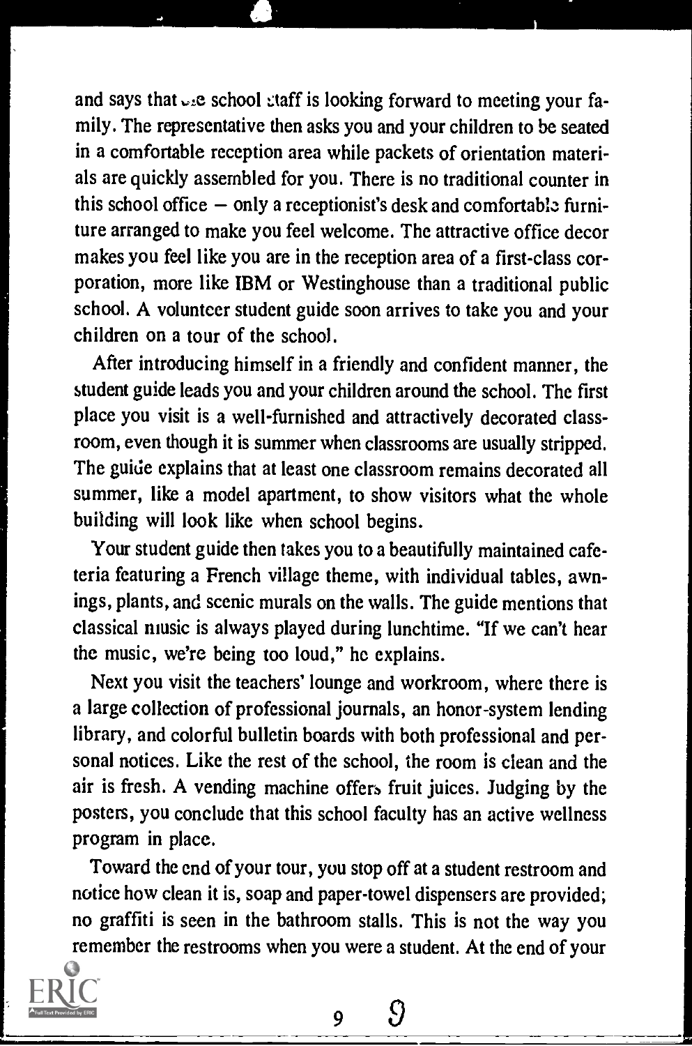and says that the school staff is looking forward to meeting your family. The representative then asks you and your children to be seated in a comfortable reception area while packets of orientation materials are quickly assembled for you. There is no traditional counter in this school office — only a receptionist's desk and comfortable furniture arranged to make you feel welcome. The attractive office decor makes you feel like you are in the reception area of a first-class corporation, more like IBM or Westinghouse than a traditional public school. A volunteer student guide soon arrives to take you and your children on a tour of the school.

After introducing himself in a friendly and confident manner, the student guide leads you and your children around the school. The first place you visit is a well-furnished and attractively decorated classroom, even though it is summer when classrooms are usually stripped. The guide explains that at least one classroom remains decorated all summer, like a model apartment, to show visitors what the whole building will look like when school begins.

Your student guide then takes you to a beautifully maintained cafeteria featuring a French village theme, with individual tables, awnings, plants, and scenic murals on the walls. The guide mentions that classical music is always played during lunchtime. "If we can't hear the music, we're being too loud," he explains.

Next you visit the teachers' lounge and workroom, where there is a large collection of professional journals, an honor-system lending library, and colorful bulletin boards with both professional and personal notices. Like the rest of the school, the room is clean and the air is fresh. A vending machine offers fruit juices. Judging by the posters, you conclude that this school faculty has an active wellness program in place.

Toward the end of your tour, you stop off at a student restroom and notice how clean it is, soap and paper-towel dispensers are provided; no graffiti is seen in the bathroom stalls. This is not the way you remember the restrooms when you were a student. At the end of your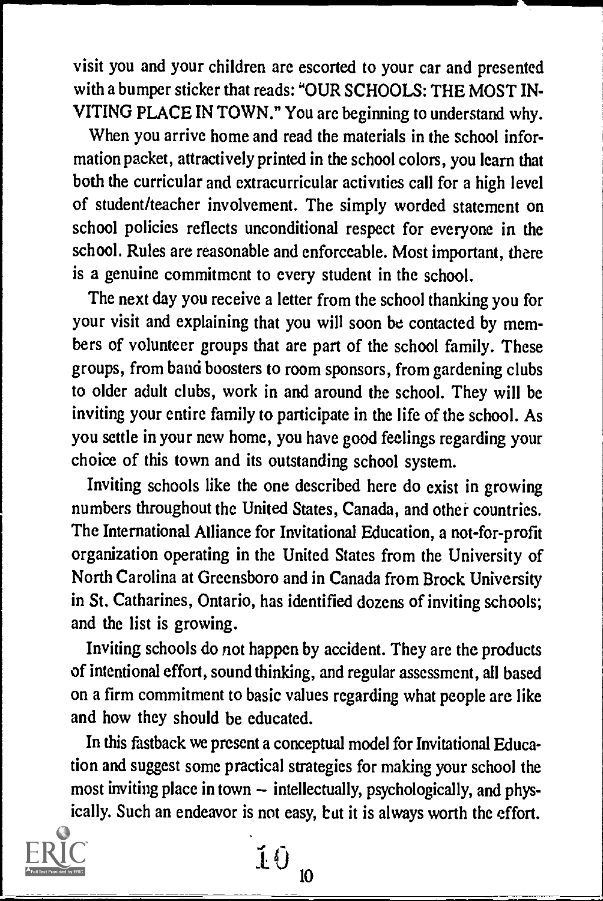visit you and your children are escorted to your car and presented with a bumper sticker that reads: "OUR SCHOOLS: THE MOST INVITING PLACE IN TOWN." You are beginning to understand why.

When you arrive home and read the materials in the school information packet, attractively printed in the school colors, you learn that both the curricular and extracurricular activities call for a high level of student/teacher involvement. The simply worded statement on school policies reflects unconditional respect for everyone in the school. Rules are reasonable and enforceable. Most important, there is a genuine commitment to every student in the school.

The next day you receive a letter from the school thanking you for your visit and explaining that you will soon be contacted by members of volunteer groups that are part of the school family. These groups, from band boosters to room sponsors, from gardening clubs to older adult clubs, work in and around the school. They will be inviting your entire family to participate in the life of the school. As you settle in your new home, you have good feelings regarding your choice of this town and its outstanding school system.

Inviting schools like the one described here do exist in growing numbers throughout the United States, Canada, and other countries. The International Alliance for Invitational Education, a not-for-profit organization operating in the United States from the University of North Carolina at Greensboro and in Canada from Brock University in St. Catharines, Ontario, has identified dozens of inviting schools; and the list is growing.

Inviting schools do not happen by accident. They are the products of intentional effort, sound thinking, and regular assessment, all based on a firm commitment to basic values regarding what people are like and how they should be educated.

In this fastback we present a conceptual model for Invitational Education and suggest some practical strategies for making your school the most inviting place in town – intellectually, psychologically, and physically. Such an endeavor is not easy, but it is always worth the effort.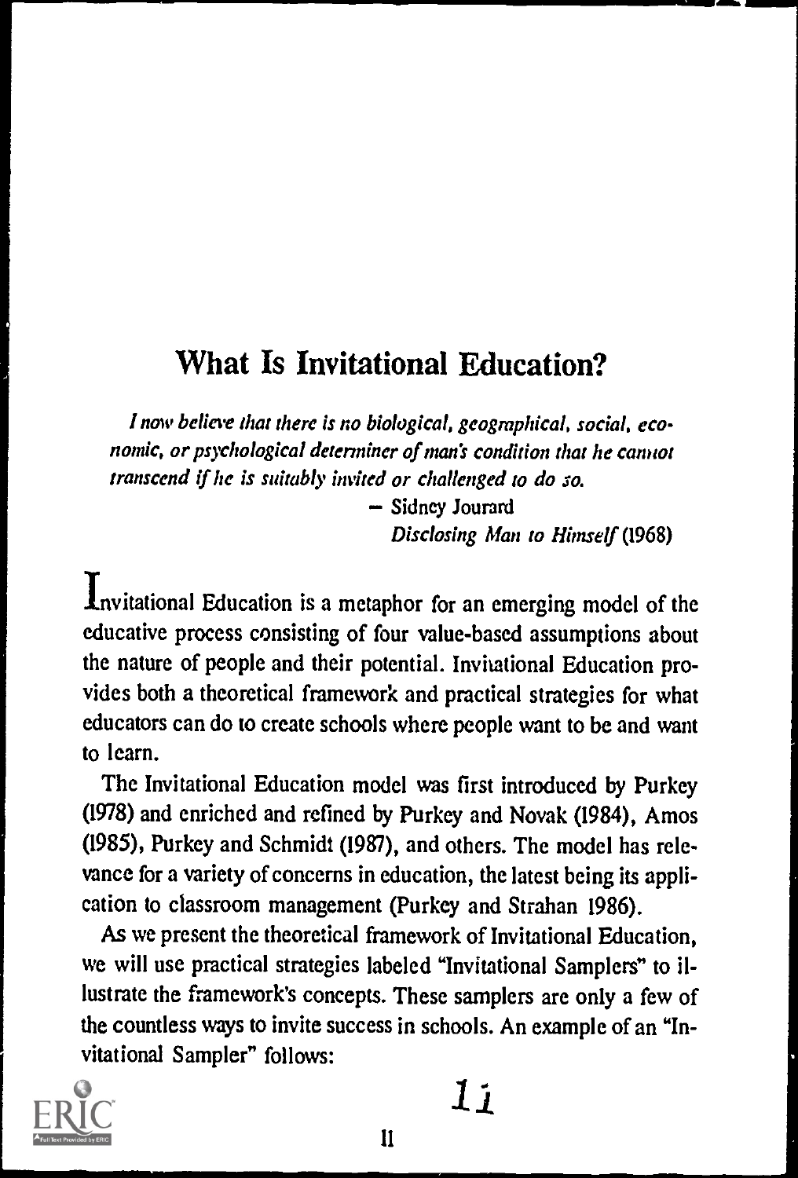# What Is Invitational Education?

*I now believe that there is no biological, geographical, social, economic, or psychological determiner of man's condition that he cannot transcend if he is suitably invited or challenged to do so.*

— Sidney Jourard
*Disclosing Man to Himself* (1968)

Invitational Education is a metaphor for an emerging model of the educative process consisting of four value-based assumptions about the nature of people and their potential. Invitational Education provides both a theoretical framework and practical strategies for what educators can do to create schools where people want to be and want to learn.

The Invitational Education model was first introduced by Purkey (1978) and enriched and refined by Purkey and Novak (1984), Amos (1985), Purkey and Schmidt (1987), and others. The model has relevance for a variety of concerns in education, the latest being its application to classroom management (Purkey and Strahan 1986).

As we present the theoretical framework of Invitational Education, we will use practical strategies labeled "Invitational Samplers" to illustrate the framework's concepts. These samplers are only a few of the countless ways to invite success in schools. An example of an "Invitational Sampler" follows: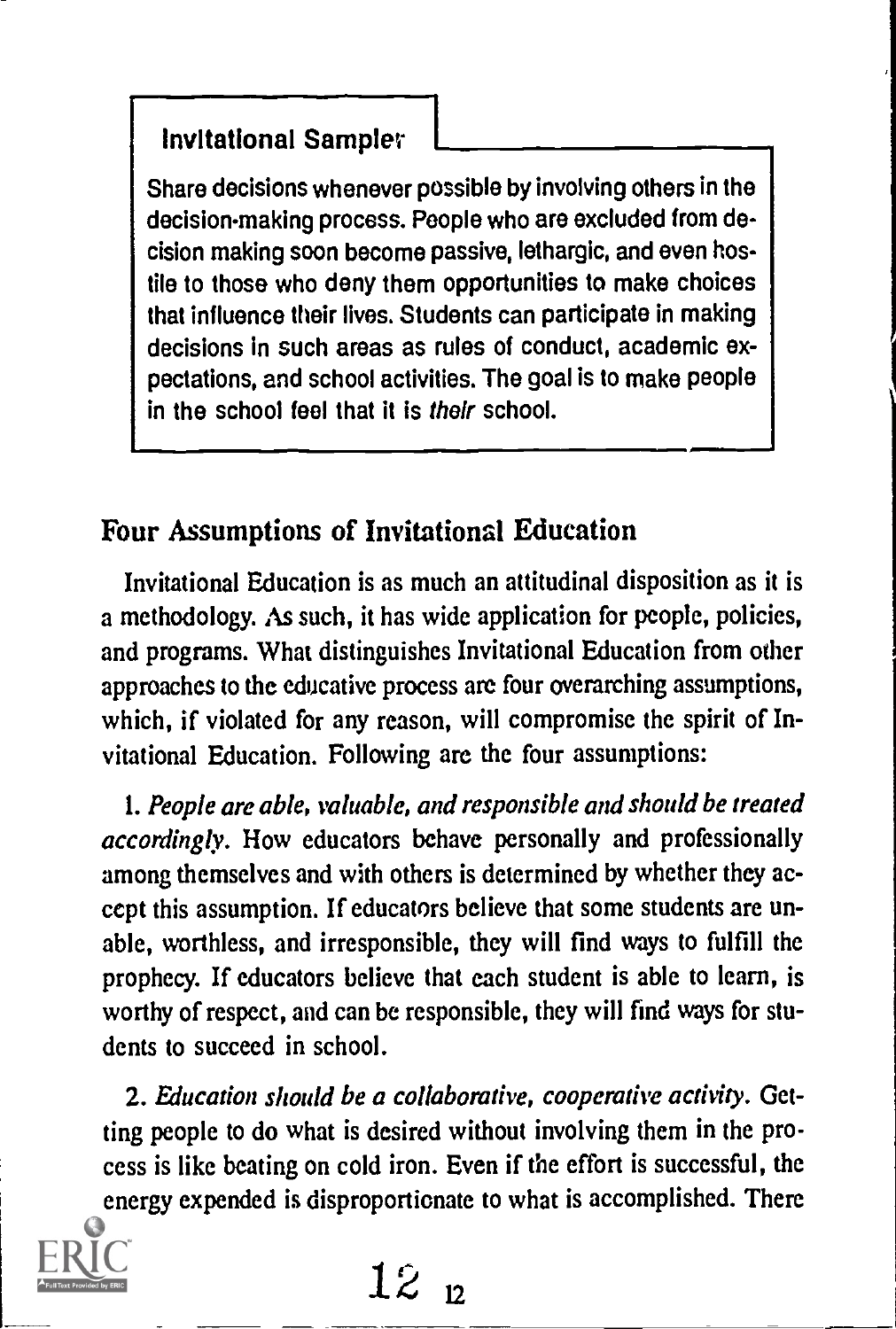**Invitational Sampler**

Share decisions whenever possible by involving others in the decision-making process. People who are excluded from decision making soon become passive, lethargic, and even hostile to those who deny them opportunities to make choices that influence their lives. Students can participate in making decisions in such areas as rules of conduct, academic expectations, and school activities. The goal is to make people in the school feel that it is *their* school.

## Four Assumptions of Invitational Education

Invitational Education is as much an attitudinal disposition as it is a methodology. As such, it has wide application for people, policies, and programs. What distinguishes Invitational Education from other approaches to the educative process are four overarching assumptions, which, if violated for any reason, will compromise the spirit of Invitational Education. Following are the four assumptions:

1. *People are able, valuable, and responsible and should be treated accordingly.* How educators behave personally and professionally among themselves and with others is determined by whether they accept this assumption. If educators believe that some students are unable, worthless, and irresponsible, they will find ways to fulfill the prophecy. If educators believe that each student is able to learn, is worthy of respect, and can be responsible, they will find ways for students to succeed in school.

2. *Education should be a collaborative, cooperative activity.* Getting people to do what is desired without involving them in the process is like beating on cold iron. Even if the effort is successful, the energy expended is disproportionate to what is accomplished. There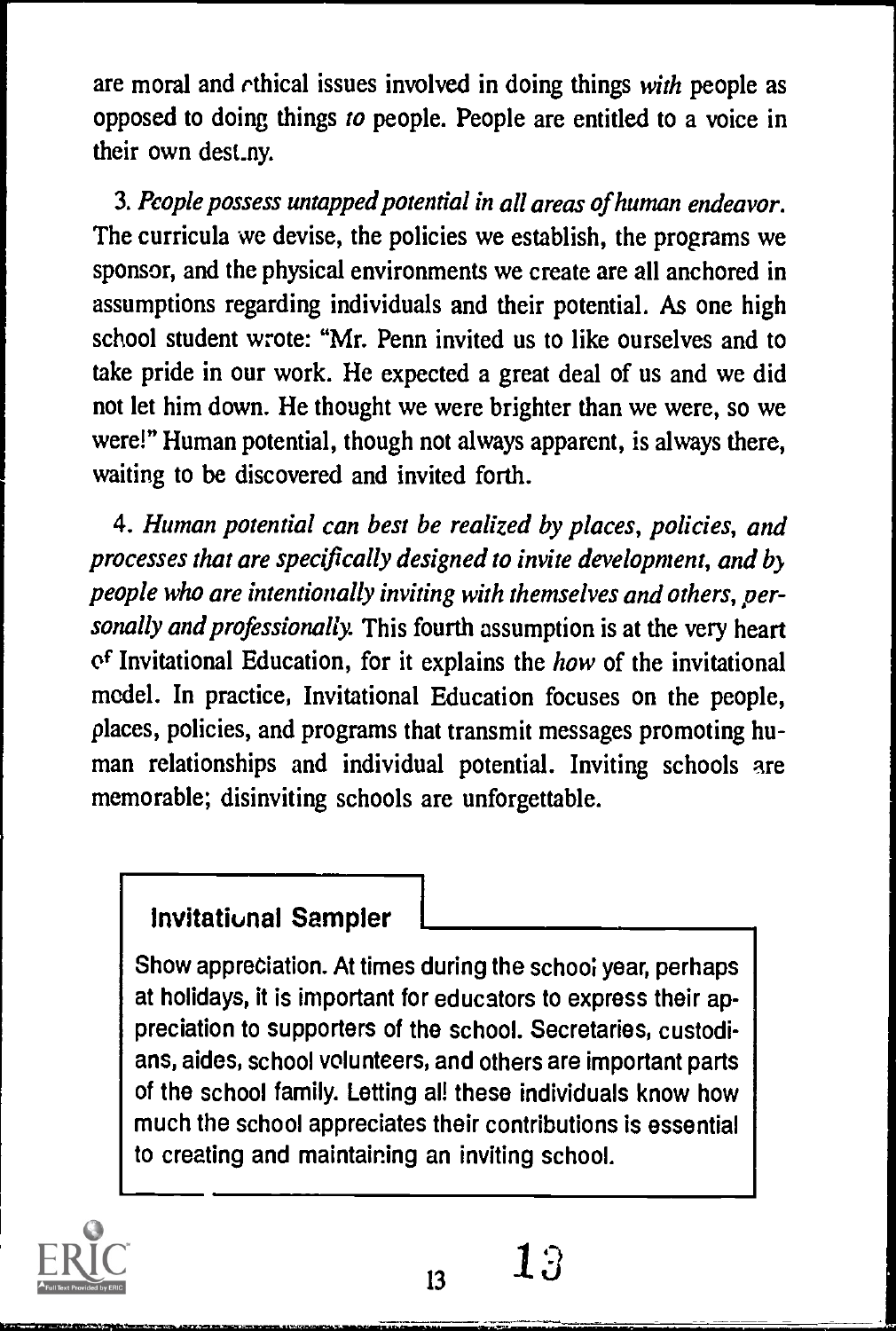are moral and ethical issues involved in doing things *with* people as opposed to doing things *to* people. People are entitled to a voice in their own destiny.

3. *People possess untapped potential in all areas of human endeavor.* The curricula we devise, the policies we establish, the programs we sponsor, and the physical environments we create are all anchored in assumptions regarding individuals and their potential. As one high school student wrote: "Mr. Penn invited us to like ourselves and to take pride in our work. He expected a great deal of us and we did not let him down. He thought we were brighter than we were, so we were!" Human potential, though not always apparent, is always there, waiting to be discovered and invited forth.

4. *Human potential can best be realized by places, policies, and processes that are specifically designed to invite development, and by people who are intentionally inviting with themselves and others, personally and professionally.* This fourth assumption is at the very heart of Invitational Education, for it explains the *how* of the invitational model. In practice, Invitational Education focuses on the people, places, policies, and programs that transmit messages promoting human relationships and individual potential. Inviting schools are memorable; disinviting schools are unforgettable.

**Invitational Sampler**

Show appreciation. At times during the school year, perhaps at holidays, it is important for educators to express their appreciation to supporters of the school. Secretaries, custodians, aides, school volunteers, and others are important parts of the school family. Letting all these individuals know how much the school appreciates their contributions is essential to creating and maintaining an inviting school.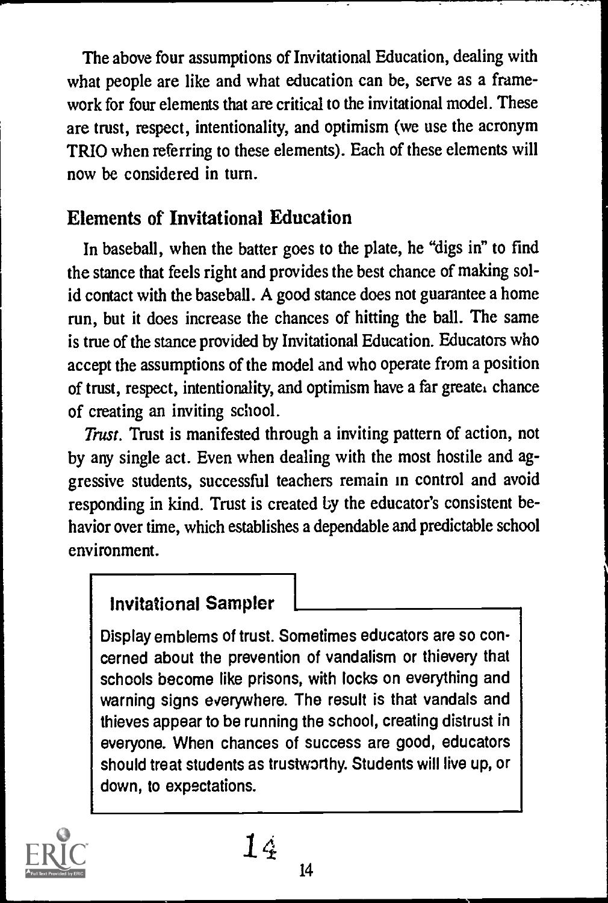The above four assumptions of Invitational Education, dealing with what people are like and what education can be, serve as a framework for four elements that are critical to the invitational model. These are trust, respect, intentionality, and optimism (we use the acronym TRIO when referring to these elements). Each of these elements will now be considered in turn.

## Elements of Invitational Education

In baseball, when the batter goes to the plate, he "digs in" to find the stance that feels right and provides the best chance of making solid contact with the baseball. A good stance does not guarantee a home run, but it does increase the chances of hitting the ball. The same is true of the stance provided by Invitational Education. Educators who accept the assumptions of the model and who operate from a position of trust, respect, intentionality, and optimism have a far greater chance of creating an inviting school.

*Trust.* Trust is manifested through a inviting pattern of action, not by any single act. Even when dealing with the most hostile and aggressive students, successful teachers remain in control and avoid responding in kind. Trust is created by the educator's consistent behavior over time, which establishes a dependable and predictable school environment.

> **Invitational Sampler**
>
> Display emblems of trust. Sometimes educators are so concerned about the prevention of vandalism or thievery that schools become like prisons, with locks on everything and warning signs everywhere. The result is that vandals and thieves appear to be running the school, creating distrust in everyone. When chances of success are good, educators should treat students as trustworthy. Students will live up, or down, to expectations.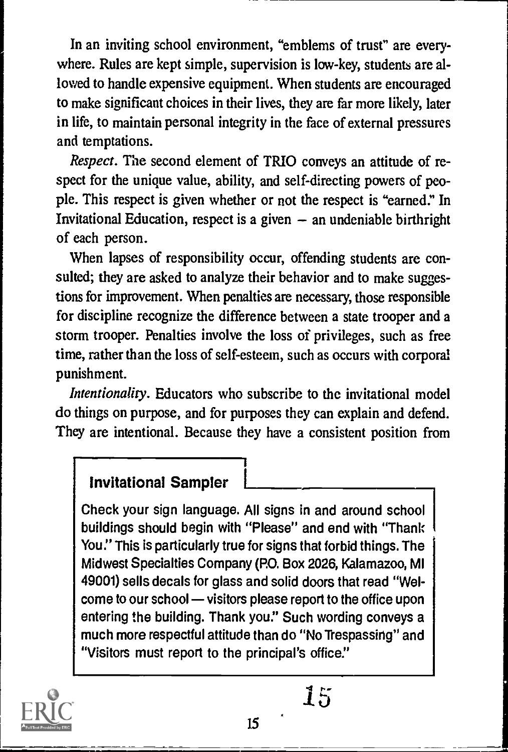In an inviting school environment, "emblems of trust" are everywhere. Rules are kept simple, supervision is low-key, students are allowed to handle expensive equipment. When students are encouraged to make significant choices in their lives, they are far more likely, later in life, to maintain personal integrity in the face of external pressures and temptations.

*Respect.* The second element of TRIO conveys an attitude of respect for the unique value, ability, and self-directing powers of people. This respect is given whether or not the respect is "earned." In Invitational Education, respect is a given – an undeniable birthright of each person.

When lapses of responsibility occur, offending students are consulted; they are asked to analyze their behavior and to make suggestions for improvement. When penalties are necessary, those responsible for discipline recognize the difference between a state trooper and a storm trooper. Penalties involve the loss of privileges, such as free time, rather than the loss of self-esteem, such as occurs with corporal punishment.

*Intentionality.* Educators who subscribe to the invitational model do things on purpose, and for purposes they can explain and defend. They are intentional. Because they have a consistent position from

### Invitational Sampler

Check your sign language. All signs in and around school buildings should begin with "Please" and end with "Thank You." This is particularly true for signs that forbid things. The Midwest Specialties Company (P.O. Box 2026, Kalamazoo, MI 49001) sells decals for glass and solid doors that read "Welcome to our school — visitors please report to the office upon entering the building. Thank you." Such wording conveys a much more respectful attitude than do "No Trespassing" and "Visitors must report to the principal's office."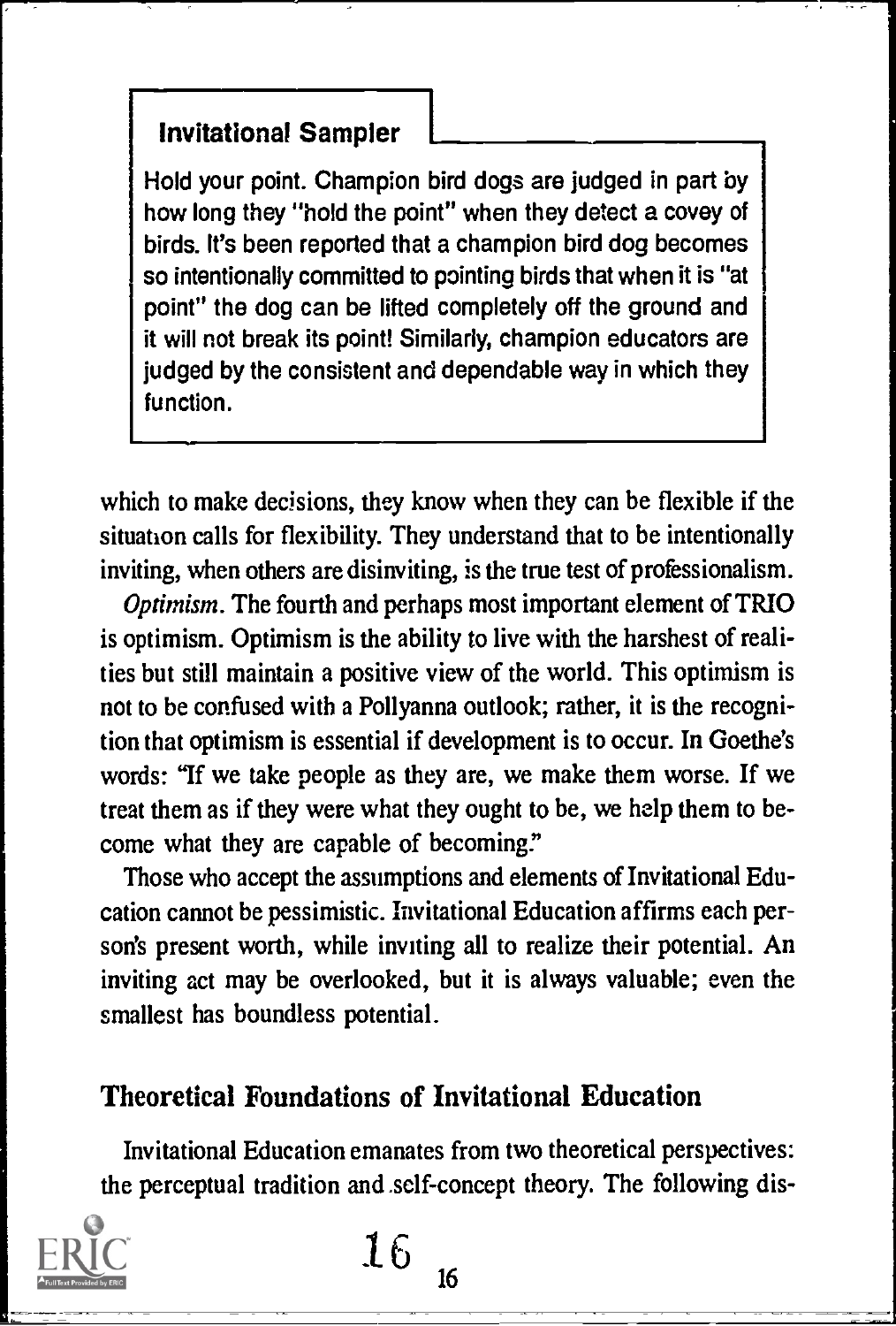**Invitational Sampler**

Hold your point. Champion bird dogs are judged in part by how long they "hold the point" when they detect a covey of birds. It's been reported that a champion bird dog becomes so intentionally committed to pointing birds that when it is "at point" the dog can be lifted completely off the ground and it will not break its point! Similarly, champion educators are judged by the consistent and dependable way in which they function.

which to make decisions, they know when they can be flexible if the situation calls for flexibility. They understand that to be intentionally inviting, when others are disinviting, is the true test of professionalism.

*Optimism*. The fourth and perhaps most important element of TRIO is optimism. Optimism is the ability to live with the harshest of realities but still maintain a positive view of the world. This optimism is not to be confused with a Pollyanna outlook; rather, it is the recognition that optimism is essential if development is to occur. In Goethe's words: "If we take people as they are, we make them worse. If we treat them as if they were what they ought to be, we help them to become what they are capable of becoming."

Those who accept the assumptions and elements of Invitational Education cannot be pessimistic. Invitational Education affirms each person's present worth, while inviting all to realize their potential. An inviting act may be overlooked, but it is always valuable; even the smallest has boundless potential.

## Theoretical Foundations of Invitational Education

Invitational Education emanates from two theoretical perspectives: the perceptual tradition and self-concept theory. The following dis-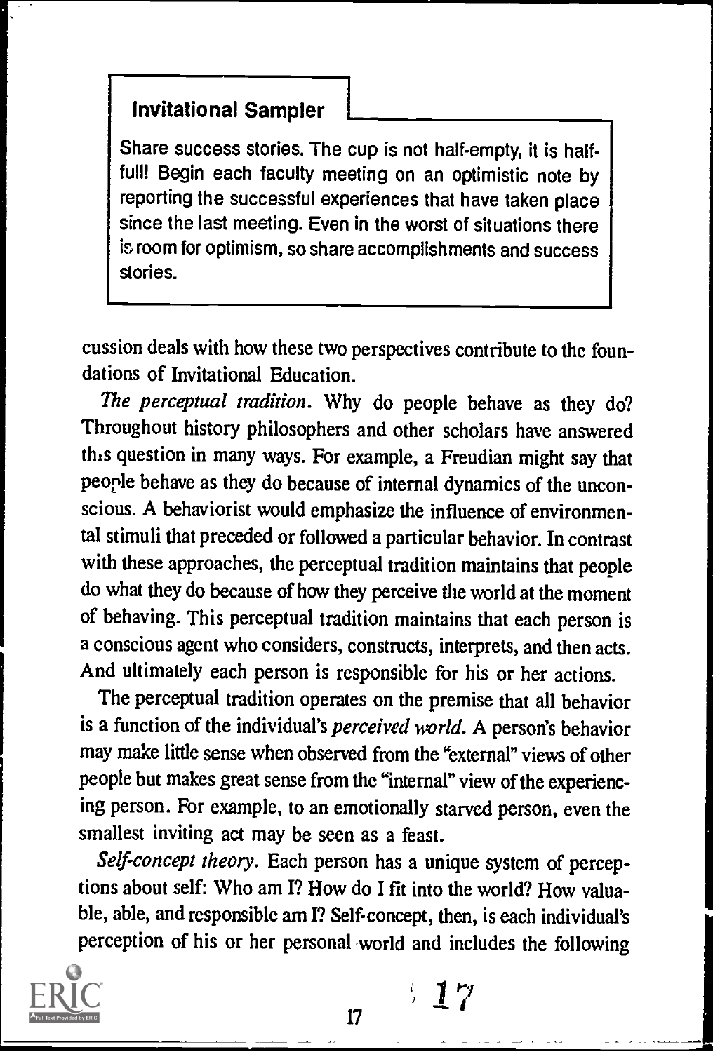**Invitational Sampler**

Share success stories. The cup is not half-empty, it is half-full! Begin each faculty meeting on an optimistic note by reporting the successful experiences that have taken place since the last meeting. Even in the worst of situations there is room for optimism, so share accomplishments and success stories.

cussion deals with how these two perspectives contribute to the foundations of Invitational Education.

*The perceptual tradition.* Why do people behave as they do? Throughout history philosophers and other scholars have answered this question in many ways. For example, a Freudian might say that people behave as they do because of internal dynamics of the unconscious. A behaviorist would emphasize the influence of environmental stimuli that preceded or followed a particular behavior. In contrast with these approaches, the perceptual tradition maintains that people do what they do because of how they perceive the world at the moment of behaving. This perceptual tradition maintains that each person is a conscious agent who considers, constructs, interprets, and then acts. And ultimately each person is responsible for his or her actions.

The perceptual tradition operates on the premise that all behavior is a function of the individual's *perceived world*. A person's behavior may make little sense when observed from the "external" views of other people but makes great sense from the "internal" view of the experiencing person. For example, to an emotionally starved person, even the smallest inviting act may be seen as a feast.

*Self-concept theory.* Each person has a unique system of perceptions about self: Who am I? How do I fit into the world? How valuable, able, and responsible am I? Self-concept, then, is each individual's perception of his or her personal world and includes the following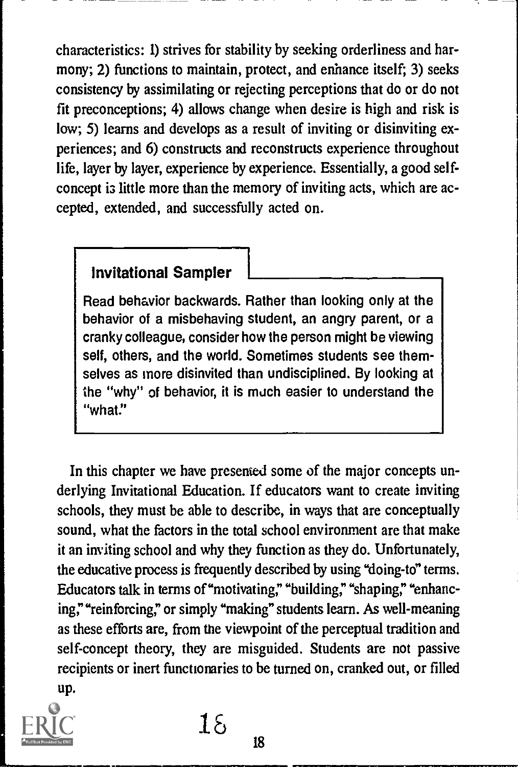characteristics: 1) strives for stability by seeking orderliness and harmony; 2) functions to maintain, protect, and enhance itself; 3) seeks consistency by assimilating or rejecting perceptions that do or do not fit preconceptions; 4) allows change when desire is high and risk is low; 5) learns and develops as a result of inviting or disinviting experiences; and 6) constructs and reconstructs experience throughout life, layer by layer, experience by experience. Essentially, a good self-concept is little more than the memory of inviting acts, which are accepted, extended, and successfully acted on.

> **Invitational Sampler**
>
> Read behavior backwards. Rather than looking only at the behavior of a misbehaving student, an angry parent, or a cranky colleague, consider how the person might be viewing self, others, and the world. Sometimes students see themselves as more disinvited than undisciplined. By looking at the "why" of behavior, it is much easier to understand the "what."

In this chapter we have presented some of the major concepts underlying Invitational Education. If educators want to create inviting schools, they must be able to describe, in ways that are conceptually sound, what the factors in the total school environment are that make it an inviting school and why they function as they do. Unfortunately, the educative process is frequently described by using "doing-to" terms. Educators talk in terms of "motivating," "building," "shaping," "enhancing," "reinforcing," or simply "making" students learn. As well-meaning as these efforts are, from the viewpoint of the perceptual tradition and self-concept theory, they are misguided. Students are not passive recipients or inert functionaries to be turned on, cranked out, or filled up.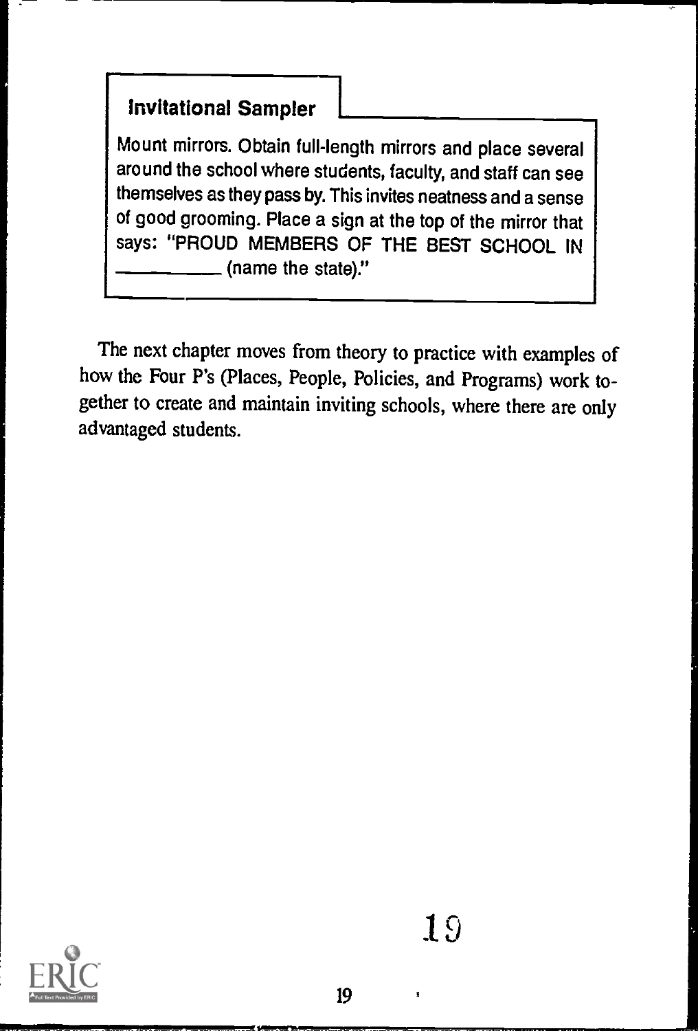**Invitational Sampler**

Mount mirrors. Obtain full-length mirrors and place several around the school where students, faculty, and staff can see themselves as they pass by. This invites neatness and a sense of good grooming. Place a sign at the top of the mirror that says: "PROUD MEMBERS OF THE BEST SCHOOL IN __________ (name the state)."

The next chapter moves from theory to practice with examples of how the Four P's (Places, People, Policies, and Programs) work together to create and maintain inviting schools, where there are only advantaged students.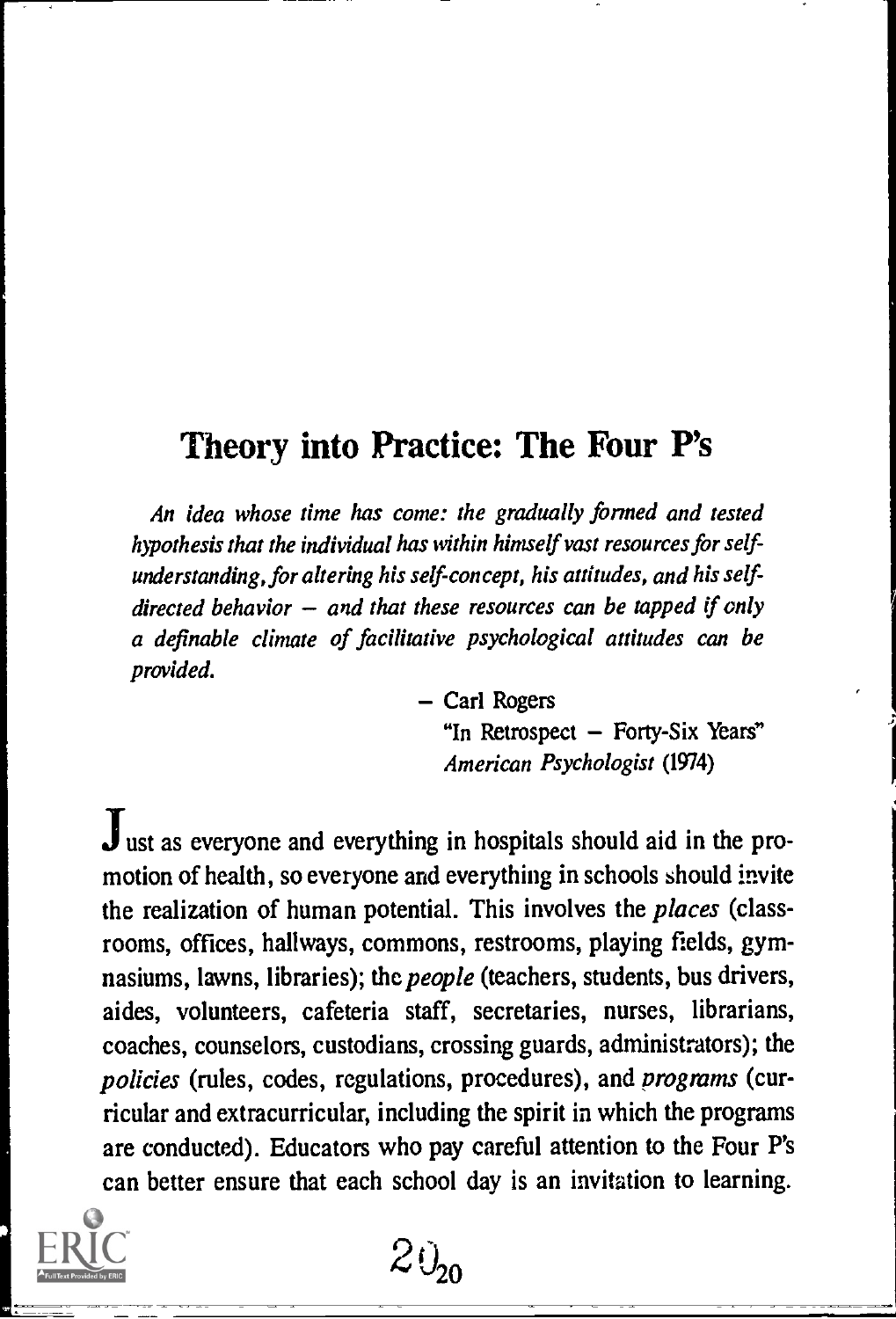## Theory into Practice: The Four P's

*An idea whose time has come: the gradually formed and tested hypothesis that the individual has within himself vast resources for self-understanding, for altering his self-concept, his attitudes, and his self-directed behavior — and that these resources can be tapped if only a definable climate of facilitative psychological attitudes can be provided.*

— Carl Rogers
"In Retrospect — Forty-Six Years"
*American Psychologist* (1974)

Just as everyone and everything in hospitals should aid in the promotion of health, so everyone and everything in schools should invite the realization of human potential. This involves the *places* (classrooms, offices, hallways, commons, restrooms, playing fields, gymnasiums, lawns, libraries); the *people* (teachers, students, bus drivers, aides, volunteers, cafeteria staff, secretaries, nurses, librarians, coaches, counselors, custodians, crossing guards, administrators); the *policies* (rules, codes, regulations, procedures), and *programs* (curricular and extracurricular, including the spirit in which the programs are conducted). Educators who pay careful attention to the Four P's can better ensure that each school day is an invitation to learning.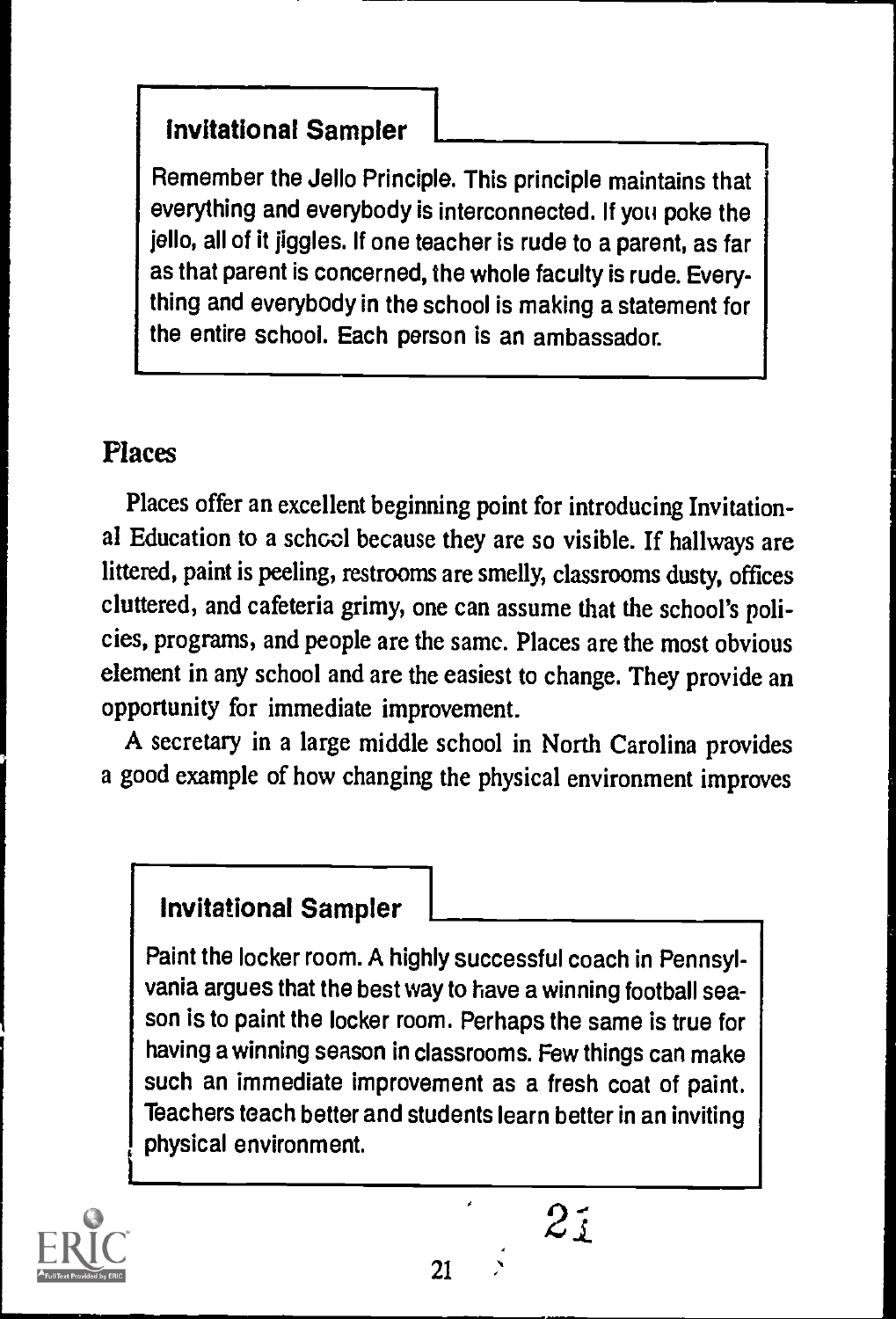### Invitational Sampler

Remember the Jello Principle. This principle maintains that everything and everybody is interconnected. If you poke the jello, all of it jiggles. If one teacher is rude to a parent, as far as that parent is concerned, the whole faculty is rude. Everything and everybody in the school is making a statement for the entire school. Each person is an ambassador.

## Places

Places offer an excellent beginning point for introducing Invitational Education to a school because they are so visible. If hallways are littered, paint is peeling, restrooms are smelly, classrooms dusty, offices cluttered, and cafeteria grimy, one can assume that the school's policies, programs, and people are the same. Places are the most obvious element in any school and are the easiest to change. They provide an opportunity for immediate improvement.

A secretary in a large middle school in North Carolina provides a good example of how changing the physical environment improves

### Invitational Sampler

Paint the locker room. A highly successful coach in Pennsylvania argues that the best way to have a winning football season is to paint the locker room. Perhaps the same is true for having a winning season in classrooms. Few things can make such an immediate improvement as a fresh coat of paint. Teachers teach better and students learn better in an inviting physical environment.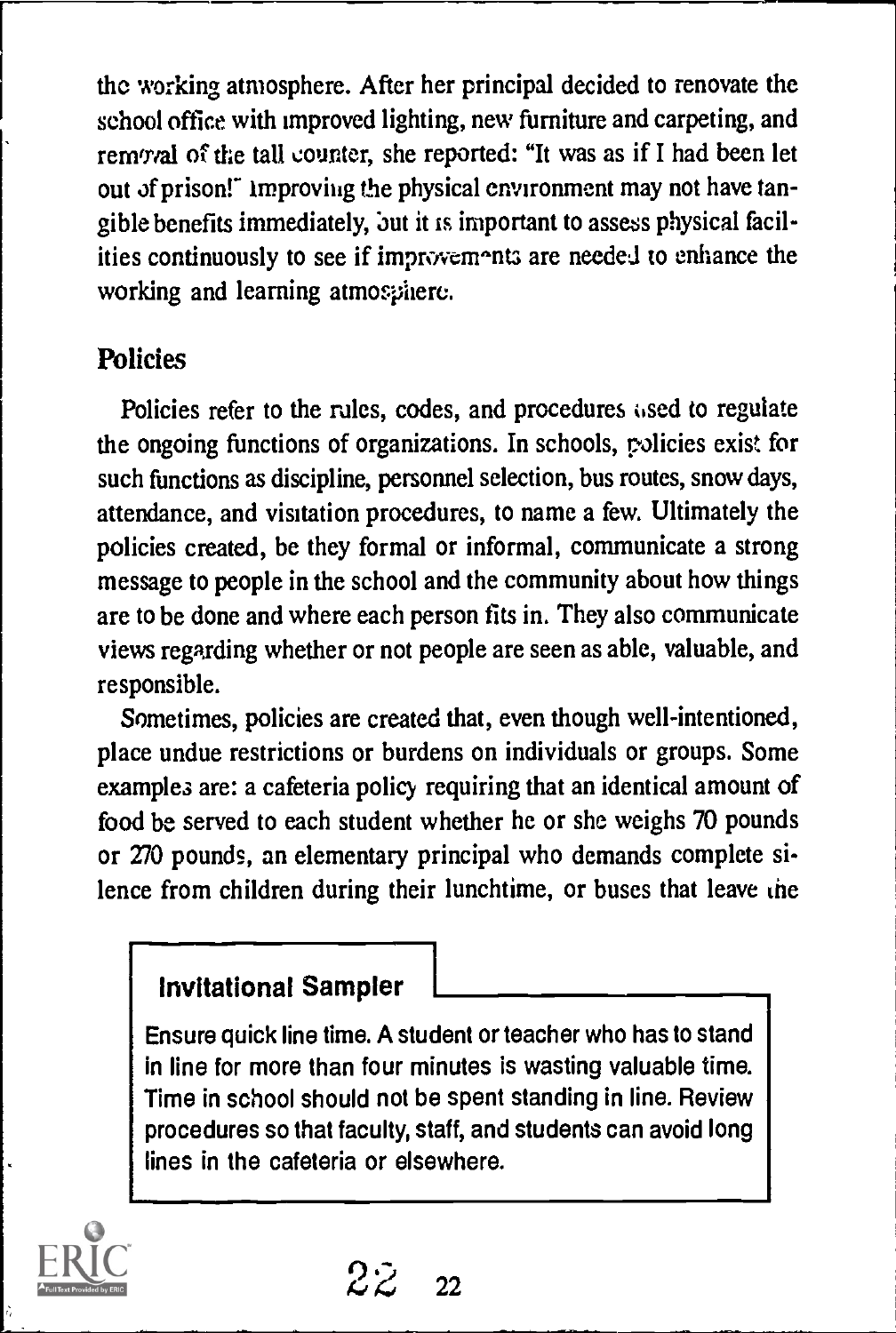the working atmosphere. After her principal decided to renovate the school office with improved lighting, new furniture and carpeting, and removal of the tall counter, she reported: "It was as if I had been let out of prison!" Improving the physical environment may not have tangible benefits immediately, but it is important to assess physical facilities continuously to see if improvements are needed to enhance the working and learning atmosphere.

## Policies

Policies refer to the rules, codes, and procedures used to regulate the ongoing functions of organizations. In schools, policies exist for such functions as discipline, personnel selection, bus routes, snow days, attendance, and visitation procedures, to name a few. Ultimately the policies created, be they formal or informal, communicate a strong message to people in the school and the community about how things are to be done and where each person fits in. They also communicate views regarding whether or not people are seen as able, valuable, and responsible.

Sometimes, policies are created that, even though well-intentioned, place undue restrictions or burdens on individuals or groups. Some examples are: a cafeteria policy requiring that an identical amount of food be served to each student whether he or she weighs 70 pounds or 270 pounds, an elementary principal who demands complete silence from children during their lunchtime, or buses that leave the

### Invitational Sampler

Ensure quick line time. A student or teacher who has to stand in line for more than four minutes is wasting valuable time. Time in school should not be spent standing in line. Review procedures so that faculty, staff, and students can avoid long lines in the cafeteria or elsewhere.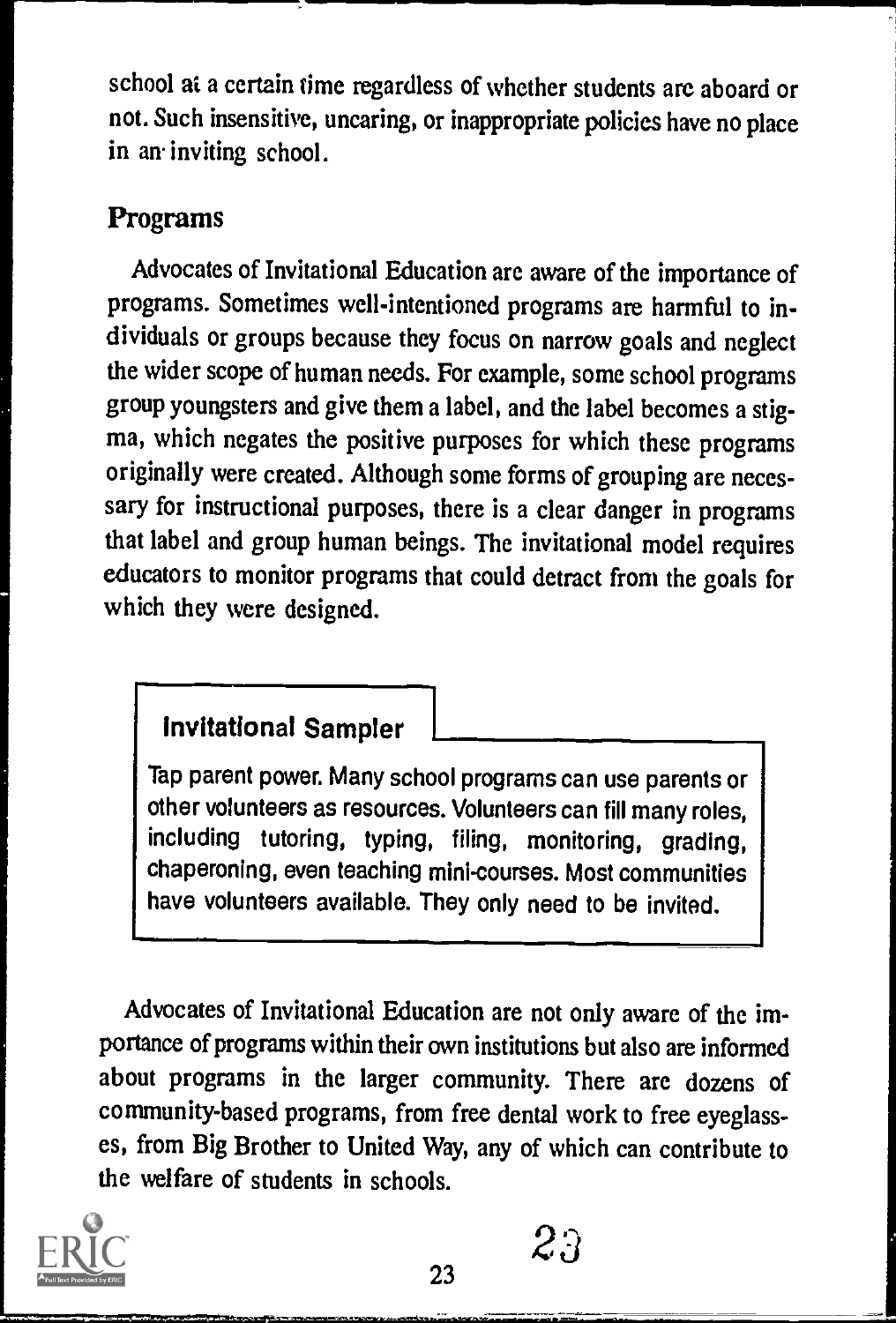school at a certain time regardless of whether students are aboard or not. Such insensitive, uncaring, or inappropriate policies have no place in an inviting school.

## Programs

Advocates of Invitational Education are aware of the importance of programs. Sometimes well-intentioned programs are harmful to individuals or groups because they focus on narrow goals and neglect the wider scope of human needs. For example, some school programs group youngsters and give them a label, and the label becomes a stigma, which negates the positive purposes for which these programs originally were created. Although some forms of grouping are necessary for instructional purposes, there is a clear danger in programs that label and group human beings. The invitational model requires educators to monitor programs that could detract from the goals for which they were designed.

> **Invitational Sampler**
>
> Tap parent power. Many school programs can use parents or other volunteers as resources. Volunteers can fill many roles, including tutoring, typing, filing, monitoring, grading, chaperoning, even teaching mini-courses. Most communities have volunteers available. They only need to be invited.

Advocates of Invitational Education are not only aware of the importance of programs within their own institutions but also are informed about programs in the larger community. There are dozens of community-based programs, from free dental work to free eyeglasses, from Big Brother to United Way, any of which can contribute to the welfare of students in schools.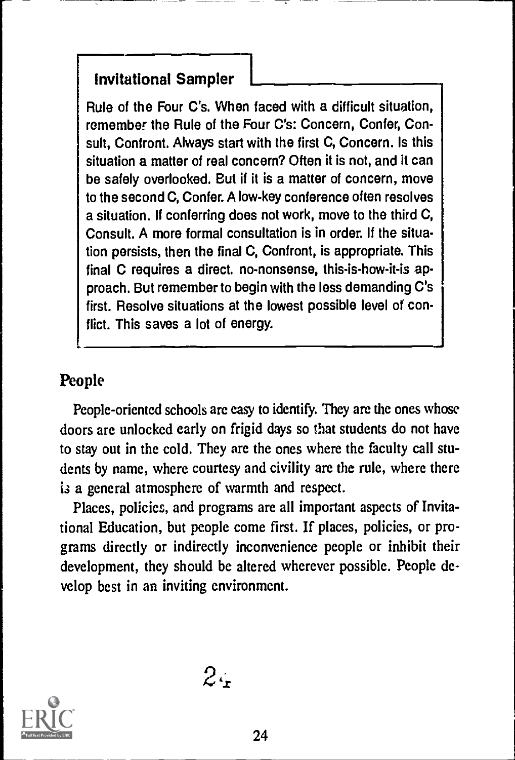**Invitational Sampler**

Rule of the Four C's. When faced with a difficult situation, remember the Rule of the Four C's: Concern, Confer, Consult, Confront. Always start with the first C, Concern. Is this situation a matter of real concern? Often it is not, and it can be safely overlooked. But if it is a matter of concern, move to the second C, Confer. A low-key conference often resolves a situation. If conferring does not work, move to the third C, Consult. A more formal consultation is in order. If the situation persists, then the final C, Confront, is appropriate. This final C requires a direct. no-nonsense, this-is-how-it-is approach. But remember to begin with the less demanding C's first. Resolve situations at the lowest possible level of conflict. This saves a lot of energy.

## People

People-oriented schools are easy to identify. They are the ones whose doors are unlocked early on frigid days so that students do not have to stay out in the cold. They are the ones where the faculty call students by name, where courtesy and civility are the rule, where there is a general atmosphere of warmth and respect.

Places, policies, and programs are all important aspects of Invitational Education, but people come first. If places, policies, or programs directly or indirectly inconvenience people or inhibit their development, they should be altered wherever possible. People develop best in an inviting environment.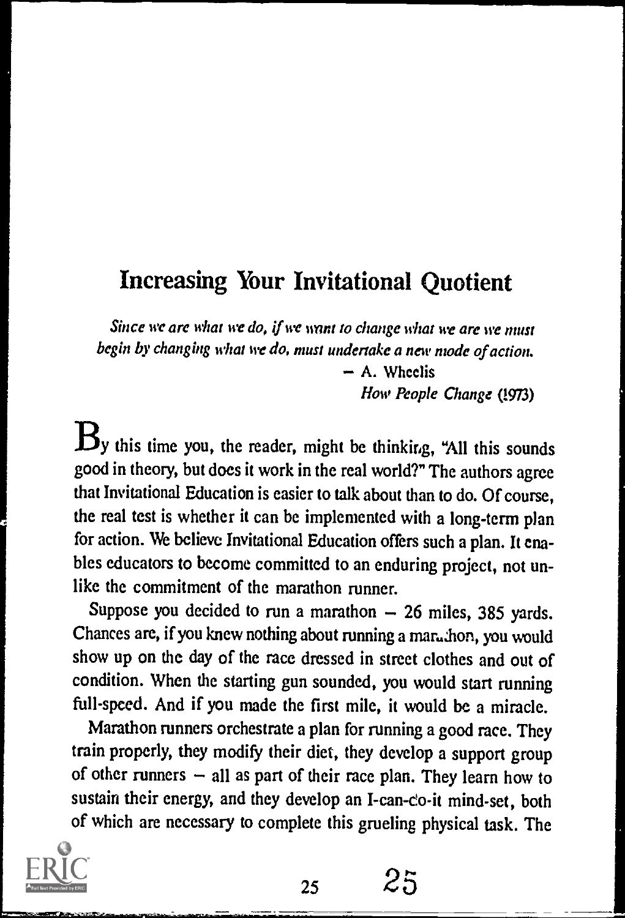# Increasing Your Invitational Quotient

*Since we are what we do, if we want to change what we are we must begin by changing what we do, must undertake a new mode of action.*

— A. Wheelis
*How People Change* (1973)

By this time you, the reader, might be thinking, "All this sounds good in theory, but does it work in the real world?" The authors agree that Invitational Education is easier to talk about than to do. Of course, the real test is whether it can be implemented with a long-term plan for action. We believe Invitational Education offers such a plan. It enables educators to become committed to an enduring project, not unlike the commitment of the marathon runner.

Suppose you decided to run a marathon — 26 miles, 385 yards. Chances are, if you knew nothing about running a marathon, you would show up on the day of the race dressed in street clothes and out of condition. When the starting gun sounded, you would start running full-speed. And if you made the first mile, it would be a miracle.

Marathon runners orchestrate a plan for running a good race. They train properly, they modify their diet, they develop a support group of other runners — all as part of their race plan. They learn how to sustain their energy, and they develop an I-can-do-it mind-set, both of which are necessary to complete this grueling physical task. The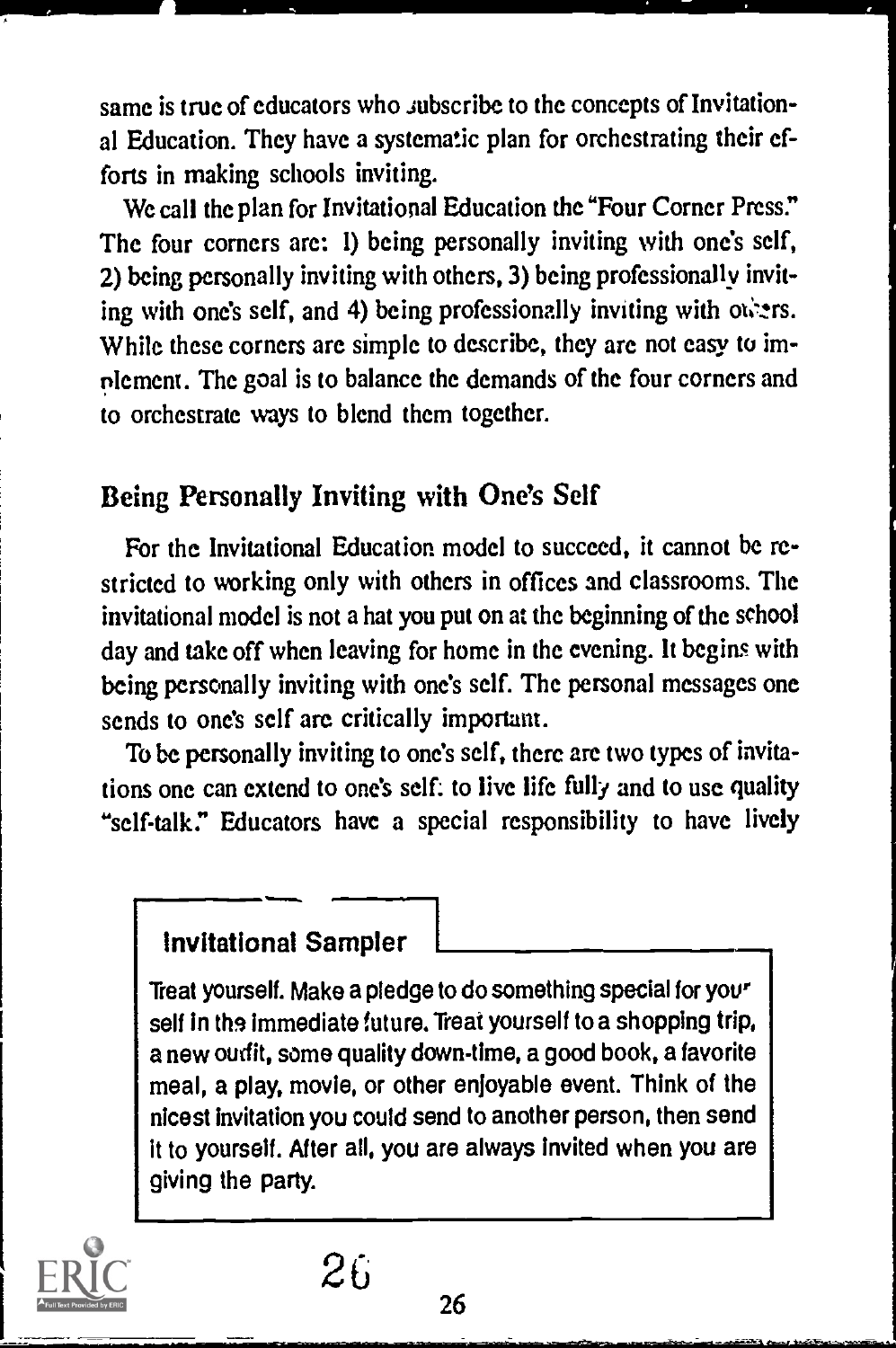same is true of educators who subscribe to the concepts of Invitational Education. They have a systematic plan for orchestrating their efforts in making schools inviting.

We call the plan for Invitational Education the "Four Corner Press." The four corners are: 1) being personally inviting with one's self, 2) being personally inviting with others, 3) being professionally inviting with one's self, and 4) being professionally inviting with others. While these corners are simple to describe, they are not easy to implement. The goal is to balance the demands of the four corners and to orchestrate ways to blend them together.

## Being Personally Inviting with One's Self

For the Invitational Education model to succeed, it cannot be restricted to working only with others in offices and classrooms. The invitational model is not a hat you put on at the beginning of the school day and take off when leaving for home in the evening. It begins with being personally inviting with one's self. The personal messages one sends to one's self are critically important.

To be personally inviting to one's self, there are two types of invitations one can extend to one's self: to live life fully and to use quality "self-talk." Educators have a special responsibility to have lively

**Invitational Sampler**

Treat yourself. Make a pledge to do something special for yourself in the immediate future. Treat yourself to a shopping trip, a new outfit, some quality down-time, a good book, a favorite meal, a play, movie, or other enjoyable event. Think of the nicest invitation you could send to another person, then send it to yourself. After all, you are always invited when you are giving the party.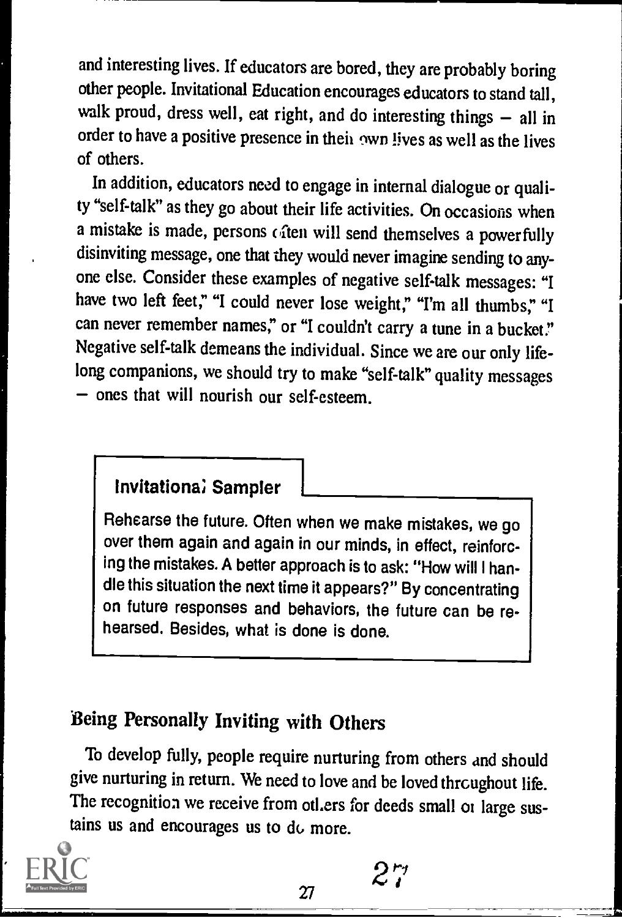and interesting lives. If educators are bored, they are probably boring other people. Invitational Education encourages educators to stand tall, walk proud, dress well, eat right, and do interesting things — all in order to have a positive presence in their own lives as well as the lives of others.

In addition, educators need to engage in internal dialogue or quality "self-talk" as they go about their life activities. On occasions when a mistake is made, persons often will send themselves a powerfully disinviting message, one that they would never imagine sending to anyone else. Consider these examples of negative self-talk messages: "I have two left feet," "I could never lose weight," "I'm all thumbs," "I can never remember names," or "I couldn't carry a tune in a bucket." Negative self-talk demeans the individual. Since we are our only lifelong companions, we should try to make "self-talk" quality messages — ones that will nourish our self-esteem.

**Invitational Sampler**

Rehearse the future. Often when we make mistakes, we go over them again and again in our minds, in effect, reinforcing the mistakes. A better approach is to ask: "How will I handle this situation the next time it appears?" By concentrating on future responses and behaviors, the future can be rehearsed. Besides, what is done is done.

## Being Personally Inviting with Others

To develop fully, people require nurturing from others and should give nurturing in return. We need to love and be loved throughout life. The recognition we receive from others for deeds small or large sustains us and encourages us to do more.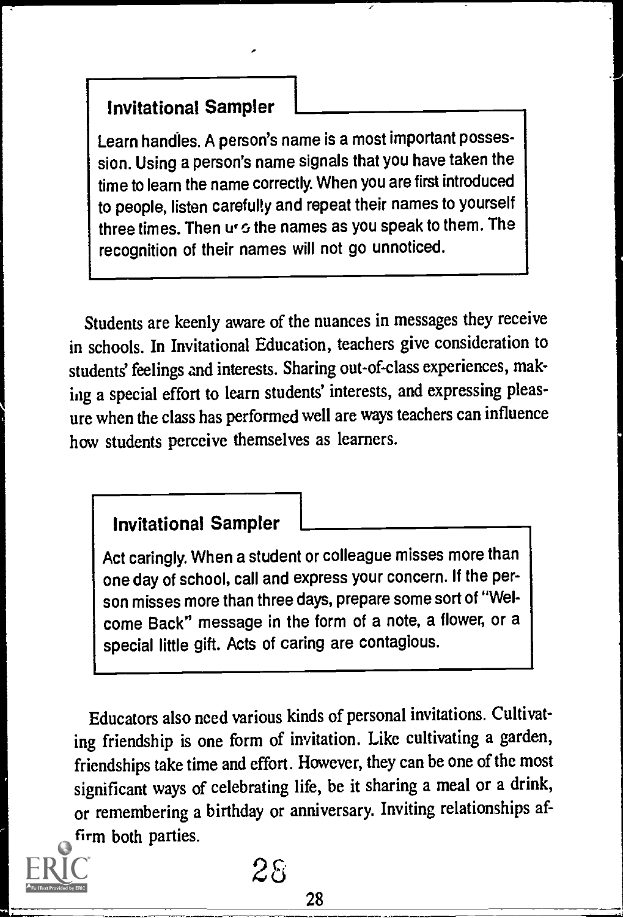### Invitational Sampler

Learn handles. A person's name is a most important possession. Using a person's name signals that you have taken the time to learn the name correctly. When you are first introduced to people, listen carefully and repeat their names to yourself three times. Then use the names as you speak to them. The recognition of their names will not go unnoticed.

Students are keenly aware of the nuances in messages they receive in schools. In Invitational Education, teachers give consideration to students' feelings and interests. Sharing out-of-class experiences, making a special effort to learn students' interests, and expressing pleasure when the class has performed well are ways teachers can influence how students perceive themselves as learners.

### Invitational Sampler

Act caringly. When a student or colleague misses more than one day of school, call and express your concern. If the person misses more than three days, prepare some sort of "Welcome Back" message in the form of a note, a flower, or a special little gift. Acts of caring are contagious.

Educators also need various kinds of personal invitations. Cultivating friendship is one form of invitation. Like cultivating a garden, friendships take time and effort. However, they can be one of the most significant ways of celebrating life, be it sharing a meal or a drink, or remembering a birthday or anniversary. Inviting relationships affirm both parties.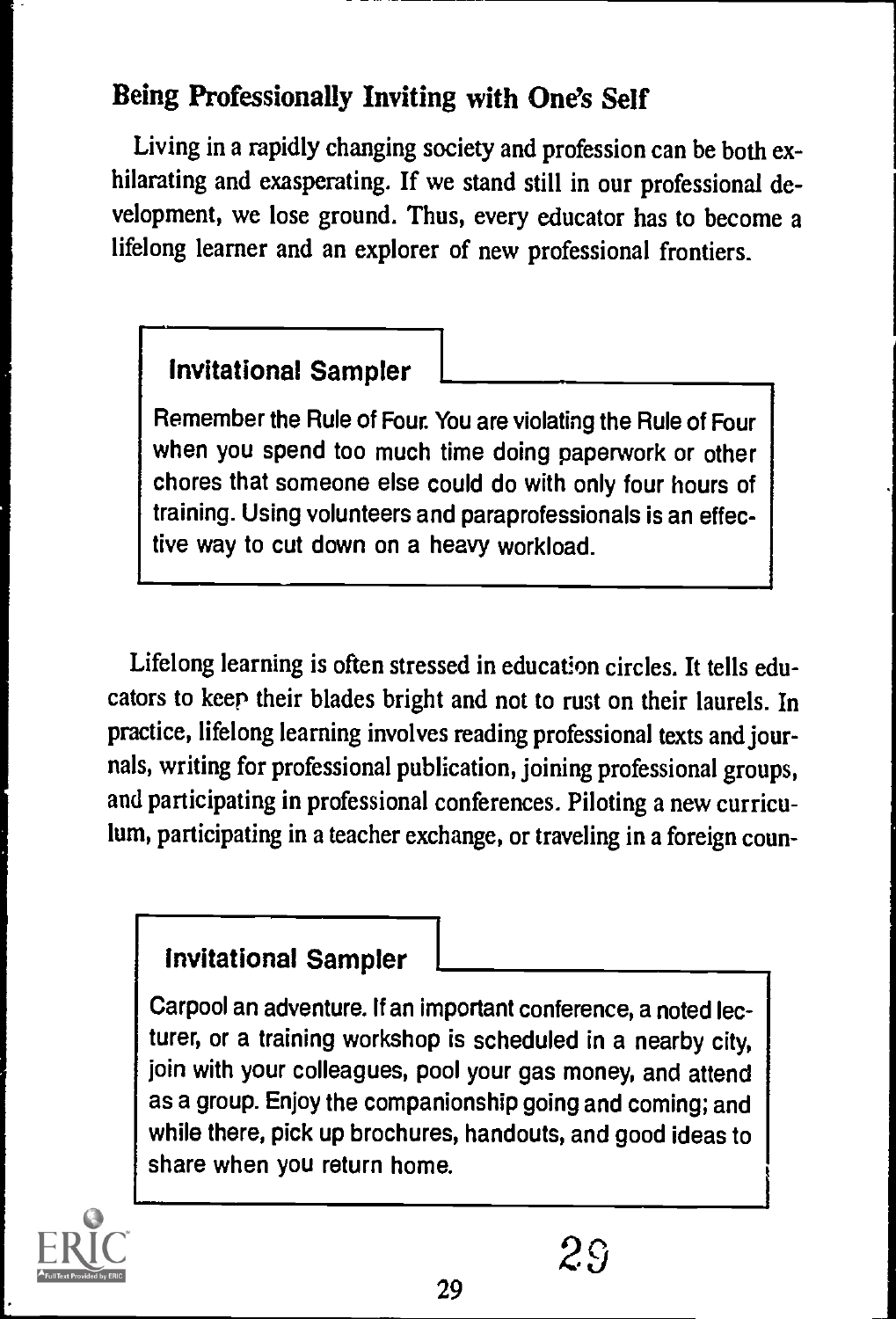## Being Professionally Inviting with One's Self

Living in a rapidly changing society and profession can be both exhilarating and exasperating. If we stand still in our professional development, we lose ground. Thus, every educator has to become a lifelong learner and an explorer of new professional frontiers.

> **Invitational Sampler**
>
> Remember the Rule of Four. You are violating the Rule of Four when you spend too much time doing paperwork or other chores that someone else could do with only four hours of training. Using volunteers and paraprofessionals is an effective way to cut down on a heavy workload.

Lifelong learning is often stressed in education circles. It tells educators to keep their blades bright and not to rust on their laurels. In practice, lifelong learning involves reading professional texts and journals, writing for professional publication, joining professional groups, and participating in professional conferences. Piloting a new curriculum, participating in a teacher exchange, or traveling in a foreign coun-

> **Invitational Sampler**
>
> Carpool an adventure. If an important conference, a noted lecturer, or a training workshop is scheduled in a nearby city, join with your colleagues, pool your gas money, and attend as a group. Enjoy the companionship going and coming; and while there, pick up brochures, handouts, and good ideas to share when you return home.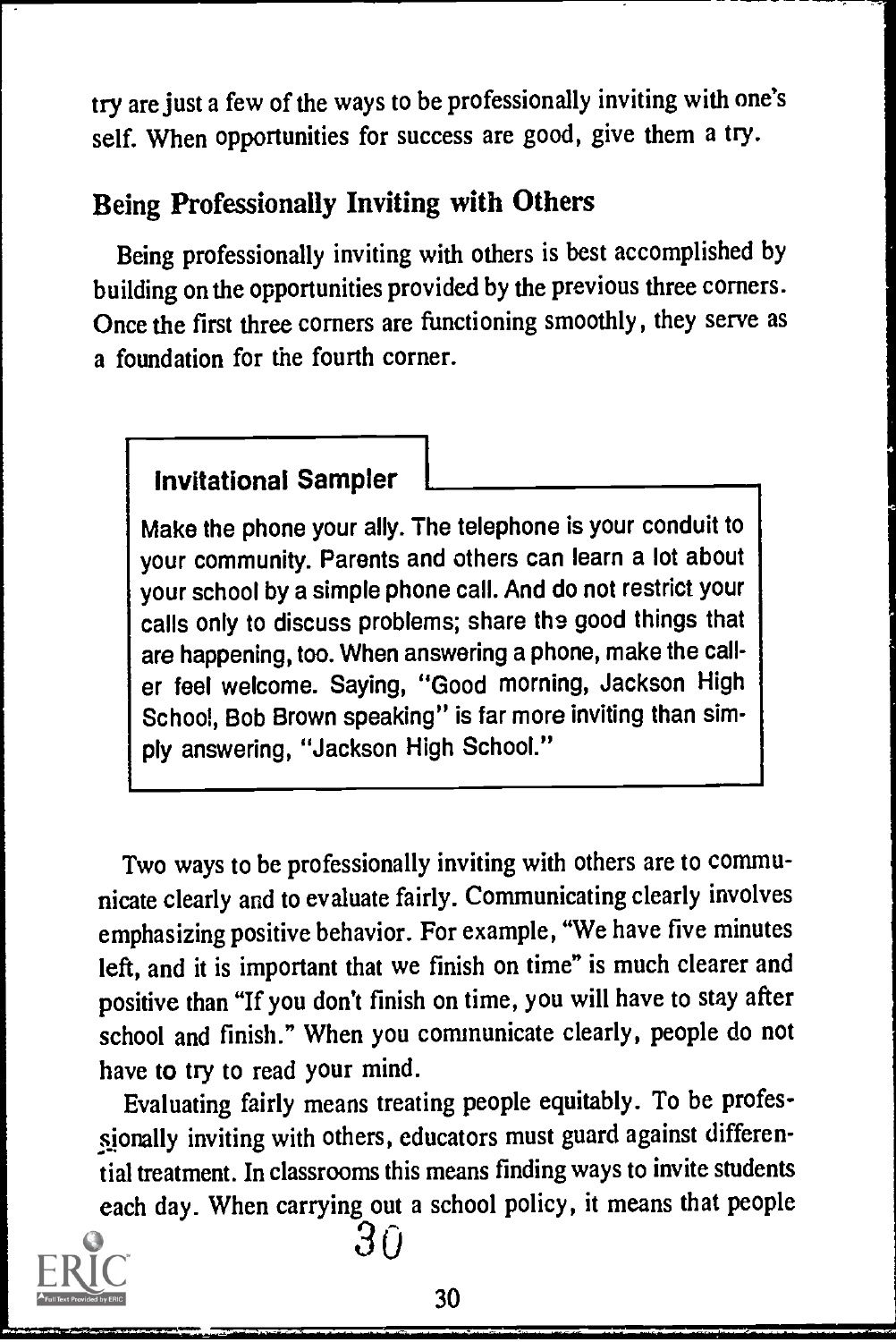try are just a few of the ways to be professionally inviting with one's self. When opportunities for success are good, give them a try.

## Being Professionally Inviting with Others

Being professionally inviting with others is best accomplished by building on the opportunities provided by the previous three corners. Once the first three corners are functioning smoothly, they serve as a foundation for the fourth corner.

> **Invitational Sampler**
>
> Make the phone your ally. The telephone is your conduit to your community. Parents and others can learn a lot about your school by a simple phone call. And do not restrict your calls only to discuss problems; share the good things that are happening, too. When answering a phone, make the caller feel welcome. Saying, "Good morning, Jackson High School, Bob Brown speaking" is far more inviting than simply answering, "Jackson High School."

Two ways to be professionally inviting with others are to communicate clearly and to evaluate fairly. Communicating clearly involves emphasizing positive behavior. For example, "We have five minutes left, and it is important that we finish on time" is much clearer and positive than "If you don't finish on time, you will have to stay after school and finish." When you communicate clearly, people do not have to try to read your mind.

Evaluating fairly means treating people equitably. To be professionally inviting with others, educators must guard against differential treatment. In classrooms this means finding ways to invite students each day. When carrying out a school policy, it means that people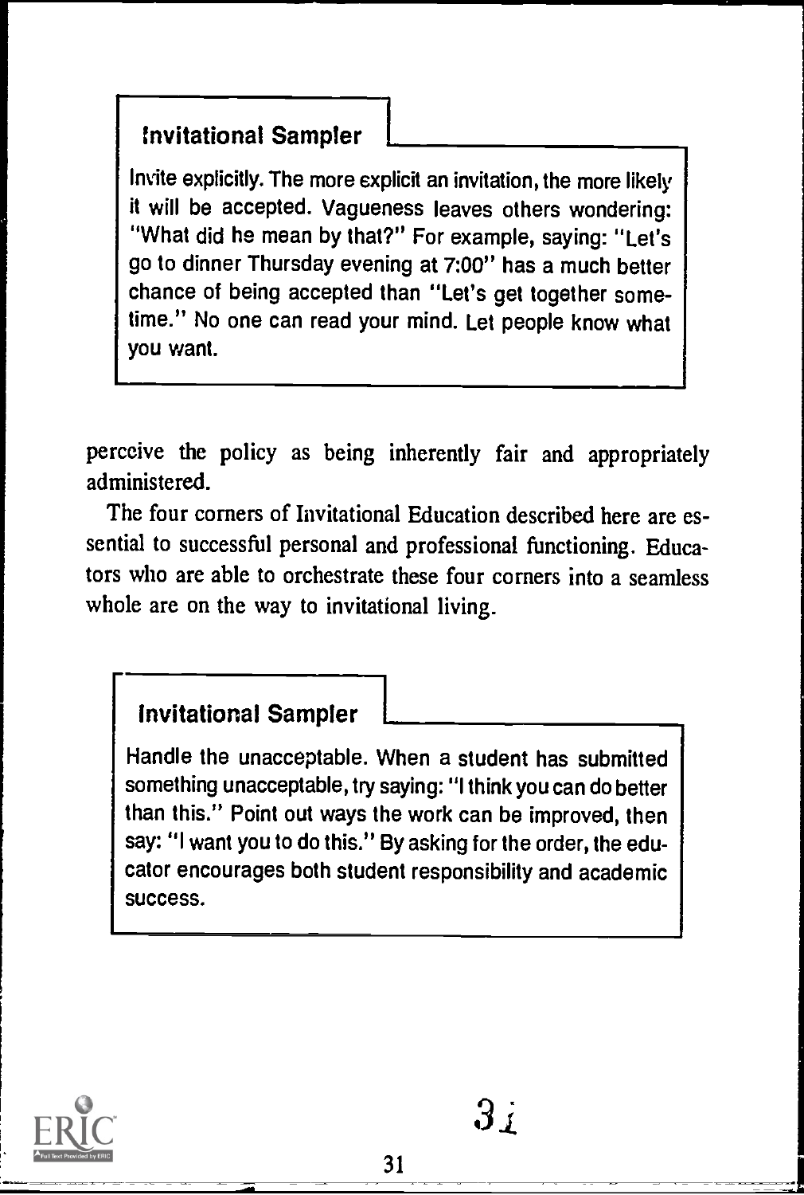### Invitational Sampler

Invite explicitly. The more explicit an invitation, the more likely it will be accepted. Vagueness leaves others wondering: "What did he mean by that?" For example, saying: "Let's go to dinner Thursday evening at 7:00" has a much better chance of being accepted than "Let's get together sometime." No one can read your mind. Let people know what you want.

perceive the policy as being inherently fair and appropriately administered.

The four corners of Invitational Education described here are essential to successful personal and professional functioning. Educators who are able to orchestrate these four corners into a seamless whole are on the way to invitational living.

### Invitational Sampler

Handle the unacceptable. When a student has submitted something unacceptable, try saying: "I think you can do better than this." Point out ways the work can be improved, then say: "I want you to do this." By asking for the order, the educator encourages both student responsibility and academic success.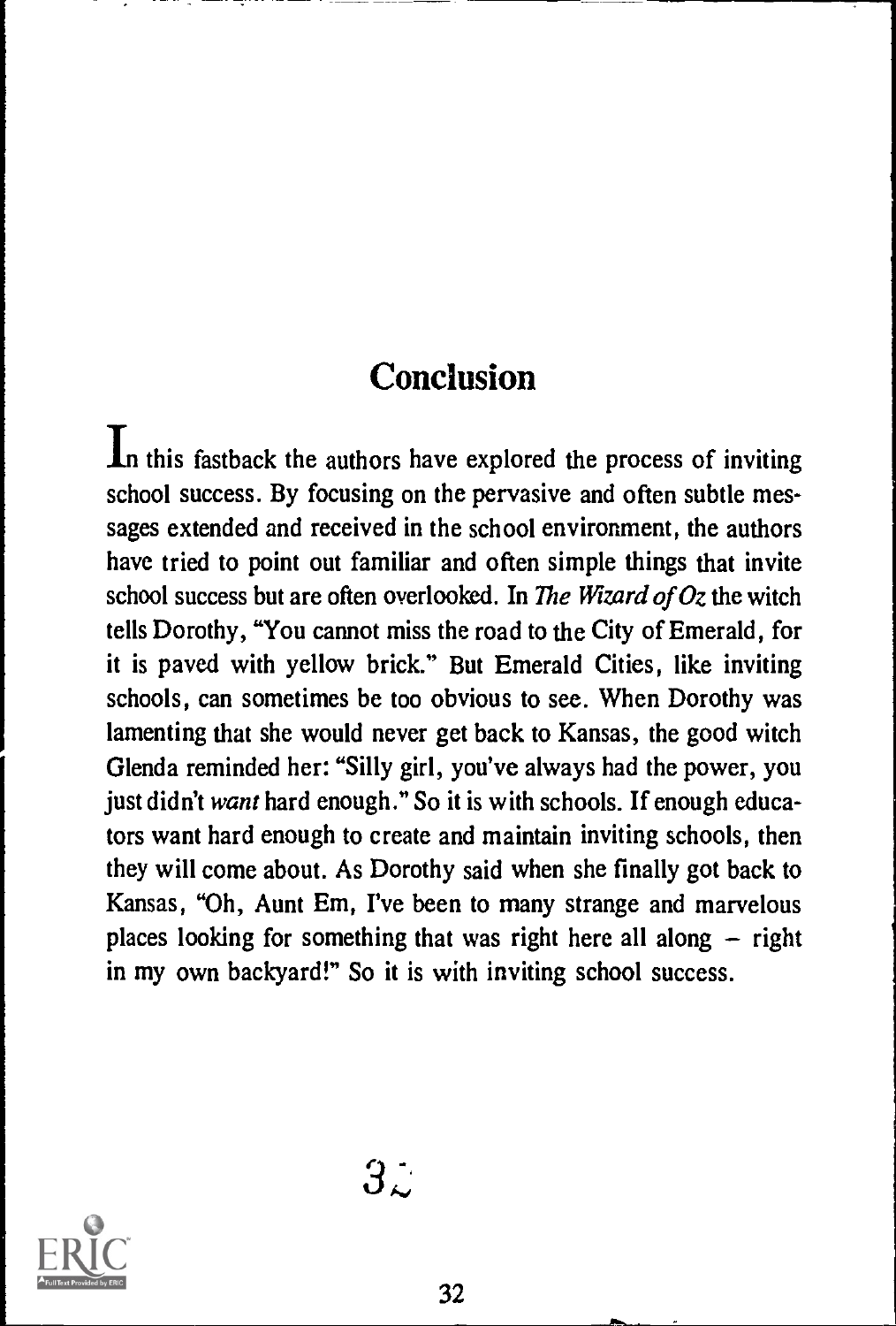## Conclusion

In this fastback the authors have explored the process of inviting school success. By focusing on the pervasive and often subtle messages extended and received in the school environment, the authors have tried to point out familiar and often simple things that invite school success but are often overlooked. In *The Wizard of Oz* the witch tells Dorothy, "You cannot miss the road to the City of Emerald, for it is paved with yellow brick." But Emerald Cities, like inviting schools, can sometimes be too obvious to see. When Dorothy was lamenting that she would never get back to Kansas, the good witch Glenda reminded her: "Silly girl, you've always had the power, you just didn't *want* hard enough." So it is with schools. If enough educators want hard enough to create and maintain inviting schools, then they will come about. As Dorothy said when she finally got back to Kansas, "Oh, Aunt Em, I've been to many strange and marvelous places looking for something that was right here all along – right in my own backyard!" So it is with inviting school success.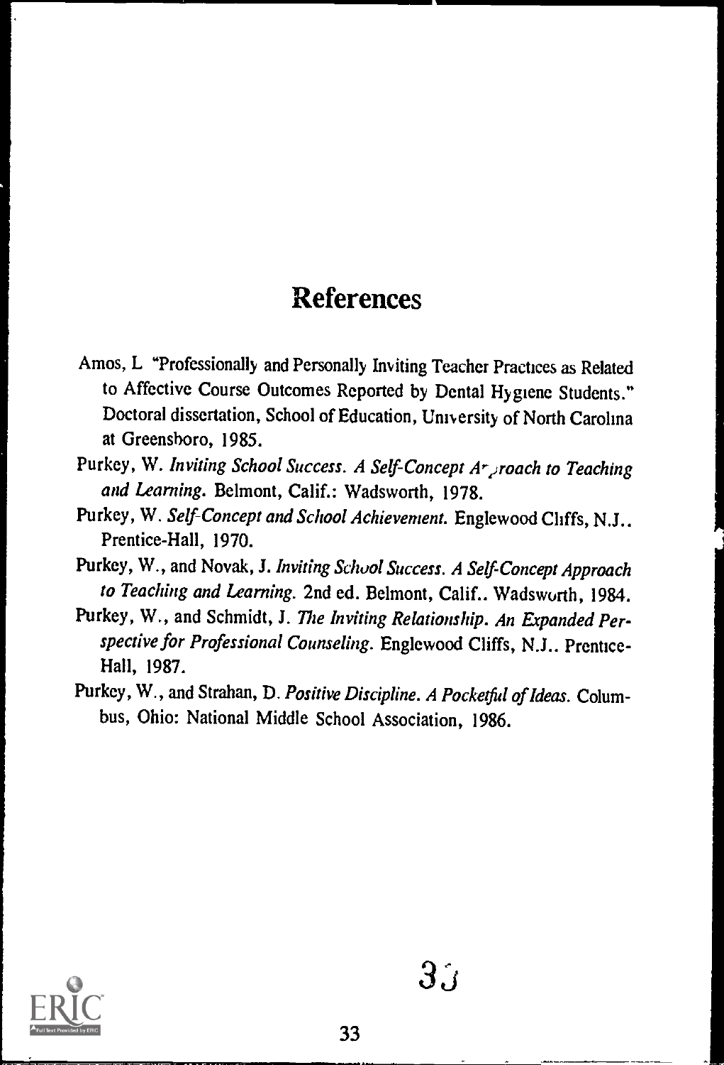# References

Amos, L "Professionally and Personally Inviting Teacher Practices as Related to Affective Course Outcomes Reported by Dental Hygiene Students." Doctoral dissertation, School of Education, University of North Carolina at Greensboro, 1985.

Purkey, W. *Inviting School Success. A Self-Concept Approach to Teaching and Learning*. Belmont, Calif.: Wadsworth, 1978.

Purkey, W. *Self-Concept and School Achievement*. Englewood Cliffs, N.J.. Prentice-Hall, 1970.

Purkey, W., and Novak, J. *Inviting School Success. A Self-Concept Approach to Teaching and Learning*. 2nd ed. Belmont, Calif.. Wadsworth, 1984.

Purkey, W., and Schmidt, J. *The Inviting Relationship. An Expanded Perspective for Professional Counseling*. Englewood Cliffs, N.J.. Prentice-Hall, 1987.

Purkey, W., and Strahan, D. *Positive Discipline. A Pocketful of Ideas*. Columbus, Ohio: National Middle School Association, 1986.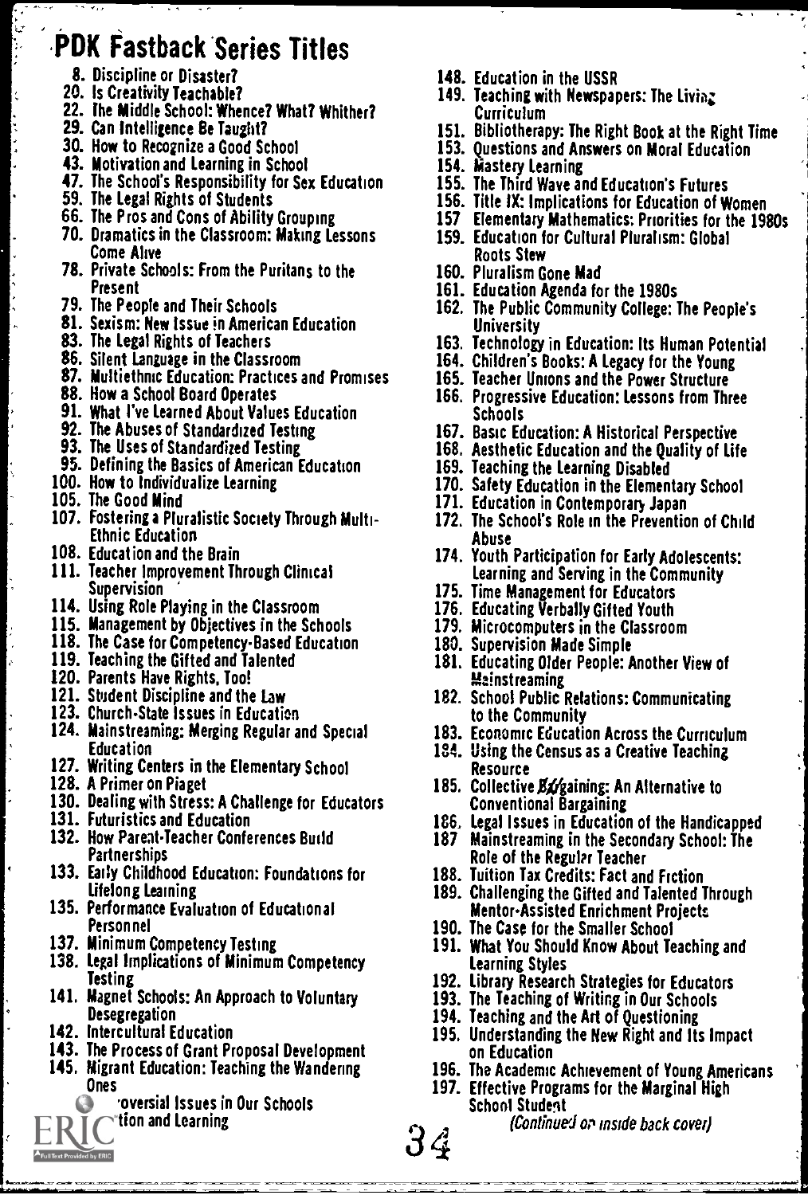# PDK Fastback Series Titles

8. Discipline or Disaster?
20. Is Creativity Teachable?
22. The Middle School: Whence? What? Whither?
29. Can Intelligence Be Taught?
30. How to Recognize a Good School
43. Motivation and Learning in School
47. The School's Responsibility for Sex Education
59. The Legal Rights of Students
66. The Pros and Cons of Ability Grouping
70. Dramatics in the Classroom: Making Lessons Come Alive
78. Private Schools: From the Puritans to the Present
79. The People and Their Schools
81. Sexism: New Issue in American Education
83. The Legal Rights of Teachers
86. Silent Language in the Classroom
87. Multiethnic Education: Practices and Promises
88. How a School Board Operates
91. What I've Learned About Values Education
92. The Abuses of Standardized Testing
93. The Uses of Standardized Testing
95. Defining the Basics of American Education
100. How to Individualize Learning
105. The Good Mind
107. Fostering a Pluralistic Society Through Multi-Ethnic Education
108. Education and the Brain
111. Teacher Improvement Through Clinical Supervision
114. Using Role Playing in the Classroom
115. Management by Objectives in the Schools
118. The Case for Competency-Based Education
119. Teaching the Gifted and Talented
120. Parents Have Rights, Too!
121. Student Discipline and the Law
123. Church-State Issues in Education
124. Mainstreaming: Merging Regular and Special Education
127. Writing Centers in the Elementary School
128. A Primer on Piaget
130. Dealing with Stress: A Challenge for Educators
131. Futuristics and Education
132. How Parent-Teacher Conferences Build Partnerships
133. Early Childhood Education: Foundations for Lifelong Learning
135. Performance Evaluation of Educational Personnel
137. Minimum Competency Testing
138. Legal Implications of Minimum Competency Testing
141. Magnet Schools: An Approach to Voluntary Desegregation
142. Intercultural Education
143. The Process of Grant Proposal Development
145. Migrant Education: Teaching the Wandering Ones
146. ...oversial Issues in Our Schools
147. ...tion and Learning
148. Education in the USSR
149. Teaching with Newspapers: The Living Curriculum
151. Bibliotherapy: The Right Book at the Right Time
153. Questions and Answers on Moral Education
154. Mastery Learning
155. The Third Wave and Education's Futures
156. Title IX: Implications for Education of Women
157. Elementary Mathematics: Priorities for the 1980s
159. Education for Cultural Pluralism: Global Roots Stew
160. Pluralism Gone Mad
161. Education Agenda for the 1980s
162. The Public Community College: The People's University
163. Technology in Education: Its Human Potential
164. Children's Books: A Legacy for the Young
165. Teacher Unions and the Power Structure
166. Progressive Education: Lessons from Three Schools
167. Basic Education: A Historical Perspective
168. Aesthetic Education and the Quality of Life
169. Teaching the Learning Disabled
170. Safety Education in the Elementary School
171. Education in Contemporary Japan
172. The School's Role in the Prevention of Child Abuse
174. Youth Participation for Early Adolescents: Learning and Serving in the Community
175. Time Management for Educators
176. Educating Verbally Gifted Youth
179. Microcomputers in the Classroom
180. Supervision Made Simple
181. Educating Older People: Another View of Mainstreaming
182. School Public Relations: Communicating to the Community
183. Economic Education Across the Curriculum
184. Using the Census as a Creative Teaching Resource
185. Collective Bargaining: An Alternative to Conventional Bargaining
186. Legal Issues in Education of the Handicapped
187. Mainstreaming in the Secondary School: The Role of the Regular Teacher
188. Tuition Tax Credits: Fact and Fiction
189. Challenging the Gifted and Talented Through Mentor-Assisted Enrichment Projects
190. The Case for the Smaller School
191. What You Should Know About Teaching and Learning Styles
192. Library Research Strategies for Educators
193. The Teaching of Writing in Our Schools
194. Teaching and the Art of Questioning
195. Understanding the New Right and Its Impact on Education
196. The Academic Achievement of Young Americans
197. Effective Programs for the Marginal High School Student

*(Continued on inside back cover)*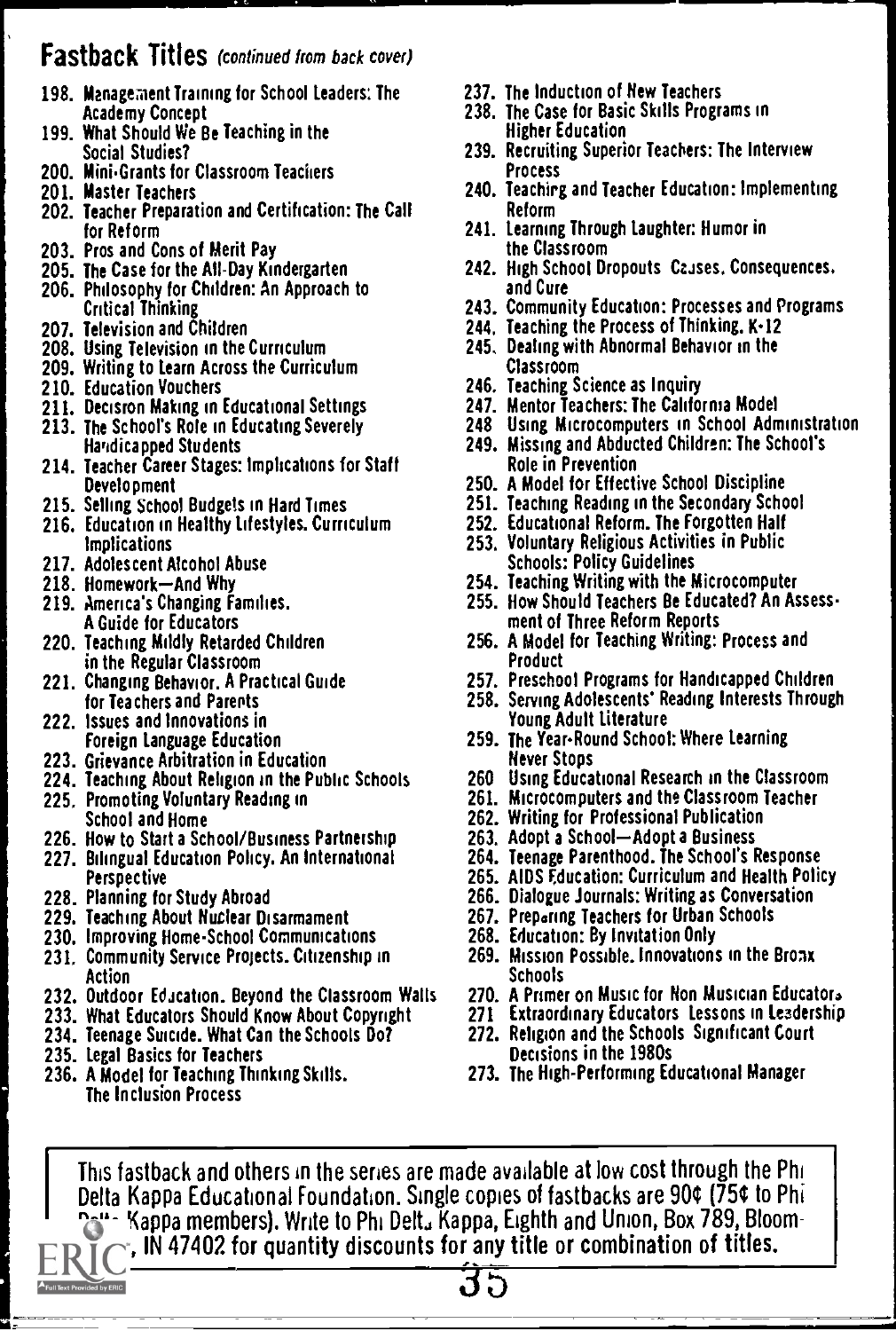## Fastback Titles *(continued from back cover)*

198. Management Training for School Leaders: The Academy Concept
199. What Should We Be Teaching in the Social Studies?
200. Mini-Grants for Classroom Teachers
201. Master Teachers
202. Teacher Preparation and Certification: The Call for Reform
203. Pros and Cons of Merit Pay
205. The Case for the All-Day Kindergarten
206. Philosophy for Children: An Approach to Critical Thinking
207. Television and Children
208. Using Television in the Curriculum
209. Writing to Learn Across the Curriculum
210. Education Vouchers
211. Decision Making in Educational Settings
213. The School's Role in Educating Severely Handicapped Students
214. Teacher Career Stages: Implications for Staff Development
215. Selling School Budgets in Hard Times
216. Education in Healthy Lifestyles. Curriculum Implications
217. Adolescent Alcohol Abuse
218. Homework—And Why
219. America's Changing Families. A Guide for Educators
220. Teaching Mildly Retarded Children in the Regular Classroom
221. Changing Behavior. A Practical Guide for Teachers and Parents
222. Issues and Innovations in Foreign Language Education
223. Grievance Arbitration in Education
224. Teaching About Religion in the Public Schools
225. Promoting Voluntary Reading in School and Home
226. How to Start a School/Business Partnership
227. Bilingual Education Policy. An International Perspective
228. Planning for Study Abroad
229. Teaching About Nuclear Disarmament
230. Improving Home-School Communications
231. Community Service Projects. Citizenship in Action
232. Outdoor Education. Beyond the Classroom Walls
233. What Educators Should Know About Copyright
234. Teenage Suicide. What Can the Schools Do?
235. Legal Basics for Teachers
236. A Model for Teaching Thinking Skills. The Inclusion Process
237. The Induction of New Teachers
238. The Case for Basic Skills Programs in Higher Education
239. Recruiting Superior Teachers: The Interview Process
240. Teaching and Teacher Education: Implementing Reform
241. Learning Through Laughter: Humor in the Classroom
242. High School Dropouts Causes, Consequences, and Cure
243. Community Education: Processes and Programs
244. Teaching the Process of Thinking, K-12
245. Dealing with Abnormal Behavior in the Classroom
246. Teaching Science as Inquiry
247. Mentor Teachers: The California Model
248. Using Microcomputers in School Administration
249. Missing and Abducted Children: The School's Role in Prevention
250. A Model for Effective School Discipline
251. Teaching Reading in the Secondary School
252. Educational Reform. The Forgotten Half
253. Voluntary Religious Activities in Public Schools: Policy Guidelines
254. Teaching Writing with the Microcomputer
255. How Should Teachers Be Educated? An Assessment of Three Reform Reports
256. A Model for Teaching Writing: Process and Product
257. Preschool Programs for Handicapped Children
258. Serving Adolescents' Reading Interests Through Young Adult Literature
259. The Year-Round School: Where Learning Never Stops
260. Using Educational Research in the Classroom
261. Microcomputers and the Classroom Teacher
262. Writing for Professional Publication
263. Adopt a School—Adopt a Business
264. Teenage Parenthood. The School's Response
265. AIDS Education: Curriculum and Health Policy
266. Dialogue Journals: Writing as Conversation
267. Preparing Teachers for Urban Schools
268. Education: By Invitation Only
269. Mission Possible. Innovations in the Bronx Schools
270. A Primer on Music for Non Musician Educators
271. Extraordinary Educators Lessons in Leadership
272. Religion and the Schools Significant Court Decisions in the 1980s
273. The High-Performing Educational Manager

This fastback and others in the series are made available at low cost through the Phi Delta Kappa Educational Foundation. Single copies of fastbacks are 90¢ (75¢ to Phi Delta Kappa members). Write to Phi Delta Kappa, Eighth and Union, Box 789, Bloomington, IN 47402 for quantity discounts for any title or combination of titles.